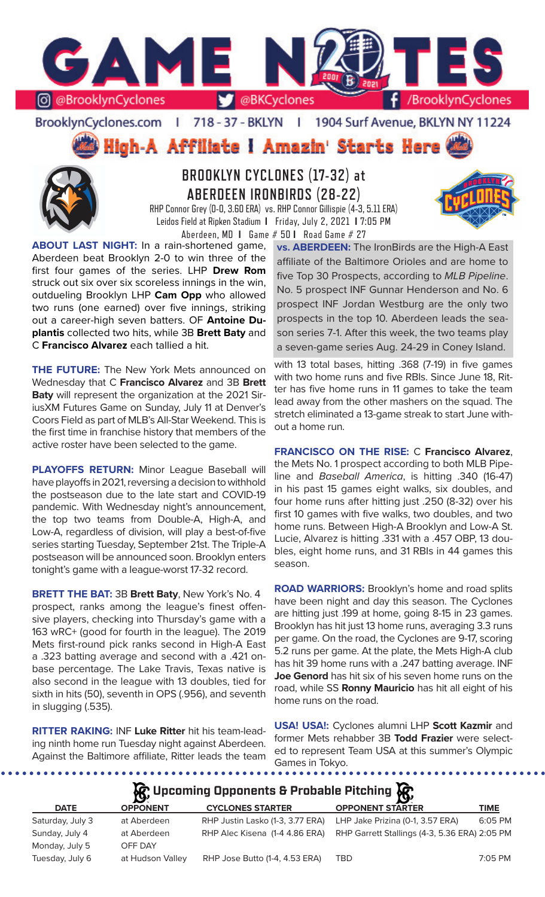# GAME NOTES

@BrooklynCyclones | @BKCyclones | /BrooklynCyclones

BrooklynCyclones.com | 718 - 37 - BKLYN | 1904 Surf Avenue, BKLYN NY 11224

**High-A Affiliate I Amazin' Starts Here**

## BROOKLYN CYCLONES (17-32) at ABERDEEN IRONBIRDS (28-22)

RHP Connor Grey (0-0, 3.60 ERA) vs. RHP Connor Gillispie (4-3, 5.11 ERA)
Leidos Field at Ripken Stadium I Friday, July 2, 2021 I 7:05 PM
Aberdeen, MD I Game # 50 I Road Game # 27

**ABOUT LAST NIGHT:** In a rain-shortened game, Aberdeen beat Brooklyn 2-0 to win three of the first four games of the series. LHP **Drew Rom** struck out six over six scoreless innings in the win, outdueling Brooklyn LHP **Cam Opp** who allowed two runs (one earned) over five innings, striking out a career-high seven batters. OF **Antoine Duplantis** collected two hits, while 3B **Brett Baty** and C **Francisco Alvarez** each tallied a hit.

**THE FUTURE:** The New York Mets announced on Wednesday that C **Francisco Alvarez** and 3B **Brett Baty** will represent the organization at the 2021 SiriusXM Futures Game on Sunday, July 11 at Denver's Coors Field as part of MLB's All-Star Weekend. This is the first time in franchise history that members of the active roster have been selected to the game.

**PLAYOFFS RETURN:** Minor League Baseball will have playoffs in 2021, reversing a decision to withhold the postseason due to the late start and COVID-19 pandemic. With Wednesday night's announcement, the top two teams from Double-A, High-A, and Low-A, regardless of division, will play a best-of-five series starting Tuesday, September 21st. The Triple-A postseason will be announced soon. Brooklyn enters tonight's game with a league-worst 17-32 record.

**BRETT THE BAT:** 3B **Brett Baty**, New York's No. 4 prospect, ranks among the league's finest offensive players, checking into Thursday's game with a 163 wRC+ (good for fourth in the league). The 2019 Mets first-round pick ranks second in High-A East a .323 batting average and second with a .421 on-base percentage. The Lake Travis, Texas native is also second in the league with 13 doubles, tied for sixth in hits (50), seventh in OPS (.956), and seventh in slugging (.535).

**RITTER RAKING:** INF **Luke Ritter** hit his team-leading ninth home run Tuesday night against Aberdeen. Against the Baltimore affiliate, Ritter leads the team with 13 total bases, hitting .368 (7-19) in five games with two home runs and five RBIs. Since June 18, Ritter has five home runs in 11 games to take the team lead away from the other mashers on the squad. The stretch eliminated a 13-game streak to start June without a home run.

**vs. ABERDEEN:** The IronBirds are the High-A East affiliate of the Baltimore Orioles and are home to five Top 30 Prospects, according to *MLB Pipeline*. No. 5 prospect INF Gunnar Henderson and No. 6 prospect INF Jordan Westburg are the only two prospects in the top 10. Aberdeen leads the season series 7-1. After this week, the two teams play a seven-game series Aug. 24-29 in Coney Island.

**FRANCISCO ON THE RISE:** C **Francisco Alvarez**, the Mets No. 1 prospect according to both MLB Pipeline and *Baseball America*, is hitting .340 (16-47) in his past 15 games eight walks, six doubles, and four home runs after hitting just .250 (8-32) over his first 10 games with five walks, two doubles, and two home runs. Between High-A Brooklyn and Low-A St. Lucie, Alvarez is hitting .331 with a .457 OBP, 13 doubles, eight home runs, and 31 RBIs in 44 games this season.

**ROAD WARRIORS:** Brooklyn's home and road splits have been night and day this season. The Cyclones are hitting just .199 at home, going 8-15 in 23 games. Brooklyn has hit just 13 home runs, averaging 3.3 runs per game. On the road, the Cyclones are 9-17, scoring 5.2 runs per game. At the plate, the Mets High-A club has hit 39 home runs with a .247 batting average. INF **Joe Genord** has hit six of his seven home runs on the road, while SS **Ronny Mauricio** has hit all eight of his home runs on the road.

**USA! USA!:** Cyclones alumni LHP **Scott Kazmir** and former Mets rehabber 3B **Todd Frazier** were selected to represent Team USA at this summer's Olympic Games in Tokyo.

### Upcoming Opponents & Probable Pitching

| DATE | OPPONENT | CYCLONES STARTER | OPPONENT STARTER | TIME |
|---|---|---|---|---|
| Saturday, July 3 | at Aberdeen | RHP Justin Lasko (1-3, 3.77 ERA) | LHP Jake Prizina (0-1, 3.57 ERA) | 6:05 PM |
| Sunday, July 4 | at Aberdeen | RHP Alec Kisena (1-4 4.86 ERA) | RHP Garrett Stallings (4-3, 5.36 ERA) | 2:05 PM |
| Monday, July 5 | OFF DAY | | | |
| Tuesday, July 6 | at Hudson Valley | RHP Jose Butto (1-4, 4.53 ERA) | TBD | 7:05 PM |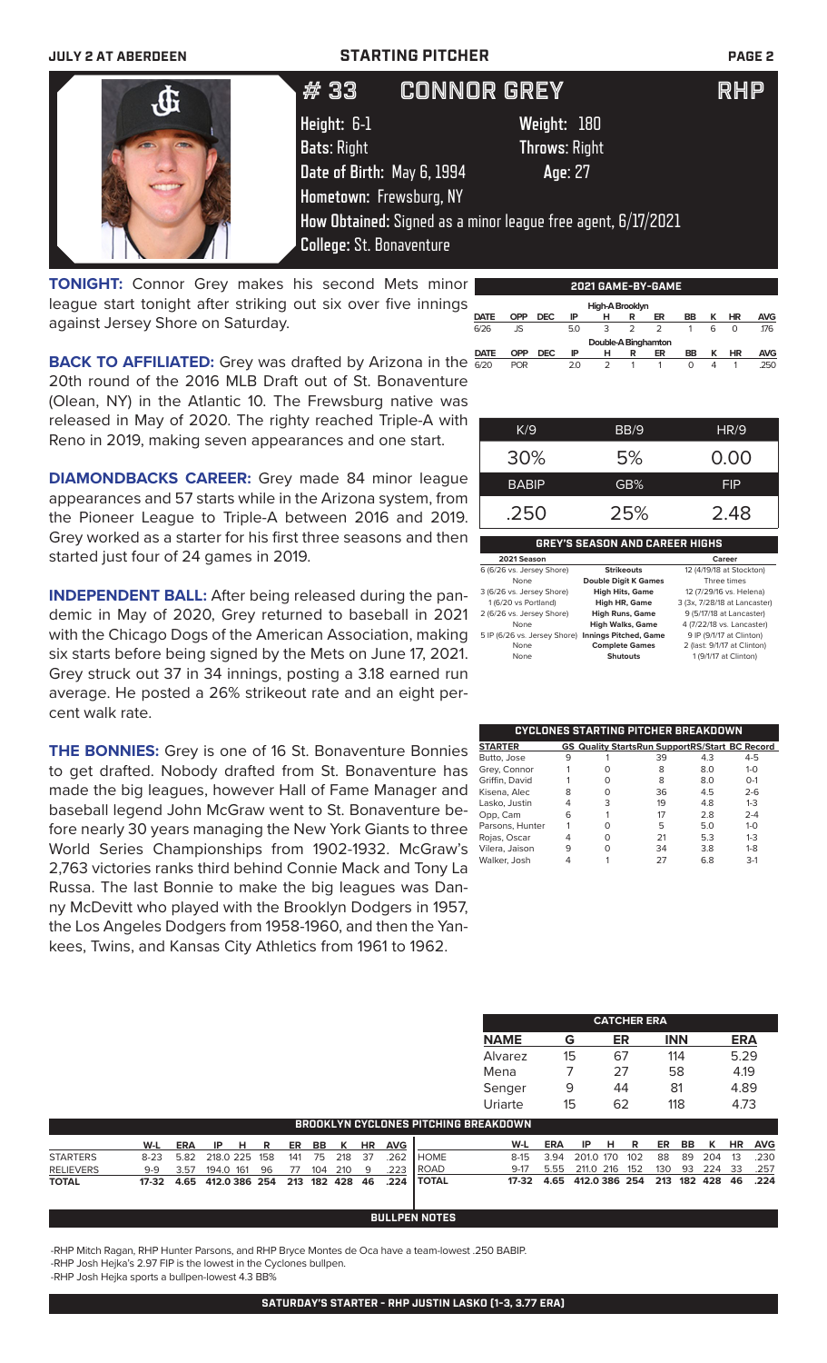JULY 2 AT ABERDEEN — STARTING PITCHER

# # 33 CONNOR GREY — RHP

**Height:** 6-1 **Weight:** 180
**Bats:** Right **Throws:** Right
**Date of Birth:** May 6, 1994 **Age:** 27
**Hometown:** Frewsburg, NY
**How Obtained:** Signed as a minor league free agent, 6/17/2021
**College:** St. Bonaventure

**TONIGHT:** Connor Grey makes his second Mets minor league start tonight after striking out six over five innings against Jersey Shore on Saturday.

**BACK TO AFFILIATED:** Grey was drafted by Arizona in the 20th round of the 2016 MLB Draft out of St. Bonaventure (Olean, NY) in the Atlantic 10. The Frewsburg native was released in May of 2020. The righty reached Triple-A with Reno in 2019, making seven appearances and one start.

**DIAMONDBACKS CAREER:** Grey made 84 minor league appearances and 57 starts while in the Arizona system, from the Pioneer League to Triple-A between 2016 and 2019. Grey worked as a starter for his first three seasons and then started just four of 24 games in 2019.

**INDEPENDENT BALL:** After being released during the pandemic in May of 2020, Grey returned to baseball in 2021 with the Chicago Dogs of the American Association, making six starts before being signed by the Mets on June 17, 2021. Grey struck out 37 in 34 innings, posting a 3.18 earned run average. He posted a 26% strikeout rate and an eight percent walk rate.

**THE BONNIES:** Grey is one of 16 St. Bonaventure Bonnies to get drafted. Nobody drafted from St. Bonaventure has made the big leagues, however Hall of Fame Manager and baseball legend John McGraw went to St. Bonaventure before nearly 30 years managing the New York Giants to three World Series Championships from 1902-1932. McGraw's 2,763 victories ranks third behind Connie Mack and Tony La Russa. The last Bonnie to make the big leagues was Danny McDevitt who played with the Brooklyn Dodgers in 1957, the Los Angeles Dodgers from 1958-1960, and then the Yankees, Twins, and Kansas City Athletics from 1961 to 1962.

## 2021 GAME-BY-GAME

| DATE | OPP | DEC | IP | H | R | ER | BB | K | HR | AVG |
|---|---|---|---|---|---|---|---|---|---|---|
| **High-A Brooklyn** | | | | | | | | | | |
| 6/26 | JS | | 5.0 | 3 | 2 | 2 | 1 | 6 | 0 | .176 |
| **Double-A Binghamton** | | | | | | | | | | |
| 6/20 | POR | | 2.0 | 2 | 1 | 1 | 0 | 4 | 1 | .250 |

| K/9 | BB/9 | HR/9 |
|---|---|---|
| 30% | 5% | 0.00 |
| **BABIP** | **GB%** | **FIP** |
| .250 | 25% | 2.48 |

## GREY'S SEASON AND CAREER HIGHS

| 2021 Season | | Career |
|---|---|---|
| 6 (6/26 vs. Jersey Shore) | Strikeouts | 12 (4/19/18 at Stockton) |
| None | Double Digit K Games | Three times |
| 3 (6/26 vs. Jersey Shore) | High Hits, Game | 12 (7/29/16 vs. Helena) |
| 1 (6/20 vs Portland) | High HR, Game | 3 (3x, 7/28/18 at Lancaster) |
| 2 (6/26 vs. Jersey Shore) | High Runs, Game | 9 (5/17/18 at Lancaster) |
| None | High Walks, Game | 4 (7/22/18 vs. Lancaster) |
| 5 IP (6/26 vs. Jersey Shore) | Innings Pitched, Game | 9 IP (9/1/17 at Clinton) |
| None | Complete Games | 2 (last: 9/1/17 at Clinton) |
| None | Shutouts | 1 (9/1/17 at Clinton) |

## CYCLONES STARTING PITCHER BREAKDOWN

| STARTER | GS | Quality Starts | Run Support | RS/Start | BC Record |
|---|---|---|---|---|---|
| Butto, Jose | 9 | 1 | 39 | 4.3 | 4-5 |
| Grey, Connor | 1 | 0 | 8 | 8.0 | 1-0 |
| Griffin, David | 1 | 0 | 8 | 8.0 | 0-1 |
| Kisena, Alec | 8 | 0 | 36 | 4.5 | 2-6 |
| Lasko, Justin | 4 | 3 | 19 | 4.8 | 1-3 |
| Opp, Cam | 6 | 1 | 17 | 2.8 | 2-4 |
| Parsons, Hunter | 1 | 0 | 5 | 5.0 | 1-0 |
| Rojas, Oscar | 4 | 0 | 21 | 5.3 | 1-3 |
| Vilera, Jaison | 9 | 0 | 34 | 3.8 | 1-8 |
| Walker, Josh | 4 | 1 | 27 | 6.8 | 3-1 |

## CATCHER ERA

| NAME | G | ER | INN | ERA |
|---|---|---|---|---|
| Alvarez | 15 | 67 | 114 | 5.29 |
| Mena | 7 | 27 | 58 | 4.19 |
| Senger | 9 | 44 | 81 | 4.89 |
| Uriarte | 15 | 62 | 118 | 4.73 |

## BROOKLYN CYCLONES PITCHING BREAKDOWN

| | W-L | ERA | IP | H | R | ER | BB | K | HR | AVG |
|---|---|---|---|---|---|---|---|---|---|---|
| STARTERS | 8-23 | 5.82 | 218.0 | 225 | 158 | 141 | 75 | 218 | 37 | .262 |
| RELIEVERS | 9-9 | 3.57 | 194.0 | 161 | 96 | 77 | 104 | 210 | 9 | .223 |
| **TOTAL** | **17-32** | **4.65** | **412.0** | **386** | **254** | **213** | **182** | **428** | **46** | **.224** |

| | W-L | ERA | IP | H | R | ER | BB | K | HR | AVG |
|---|---|---|---|---|---|---|---|---|---|---|
| HOME | 8-15 | 3.94 | 201.0 | 170 | 102 | 88 | 89 | 204 | 13 | .230 |
| ROAD | 9-17 | 5.55 | 211.0 | 216 | 152 | 130 | 93 | 224 | 33 | .257 |
| **TOTAL** | **17-32** | **4.65** | **412.0** | **386** | **254** | **213** | **182** | **428** | **46** | **.224** |

## BULLPEN NOTES

-RHP Mitch Ragan, RHP Hunter Parsons, and RHP Bryce Montes de Oca have a team-lowest .250 BABIP.
-RHP Josh Hejka's 2.97 FIP is the lowest in the Cyclones bullpen.
-RHP Josh Hejka sports a bullpen-lowest 4.3 BB%

**SATURDAY'S STARTER - RHP JUSTIN LASKO (1-3, 3.77 ERA)**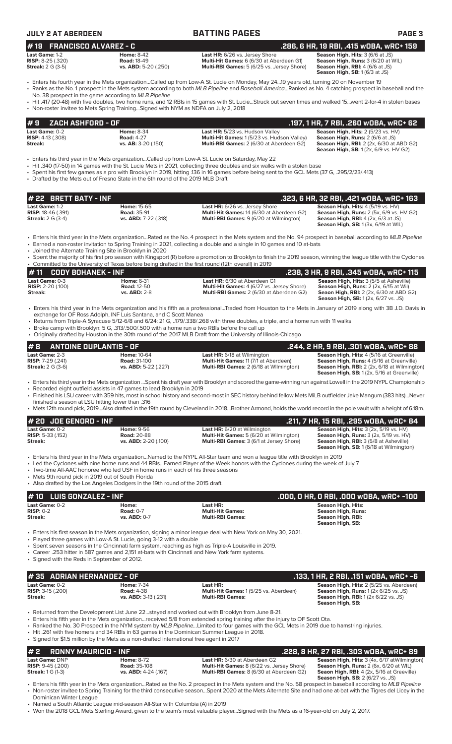**JULY 2 AT ABERDEEN** | **BATTING PAGES**

## # 19 FRANCISCO ALVAREZ - C — .286, 6 HR, 19 RBI, .415 wOBA, wRC+ 159

| | | | |
|---|---|---|---|
| **Last Game:** 1-2 | **Home:** 8-42 | **Last HR:** 6/26 vs. Jersey Shore | **Season High, Hits:** 3 (6/6 at JS) |
| **RISP:** 8-25 (.320) | **Road:** 18-49 | **Multi-Hit Games:** 6 (6/30 at Aberdeen G1) | **Season High, Runs:** 3 (6/20 at WIL) |
| **Streak:** 2 G (3-5) | **vs. ABD:** 5-20 (.250) | **Multi-RBI Games:** 5 (6/25 vs. Jersey Shore) | **Season High, RBI:** 4 (6/6 at JS) |
| | | | **Season High, SB:** 1 (6/3 at JS) |

- Enters his fourth year in the Mets organization...Called up from Low-A St. Lucie on Monday, May 24...19 years old, turning 20 on November 19
- Ranks as the No. 1 prospect in the Mets system according to both *MLB Pipeline* and *Baseball America*...Ranked as No. 4 catching prospect in baseball and the No. 38 prospect in the game according to *MLB Pipeline*
- Hit .417 (20-48) with five doubles, two home runs, and 12 RBIs in 15 games with St. Lucie...Struck out seven times and walked 15...went 2-for-4 in stolen bases
- Non-roster invitee to Mets Spring Training...Signed with NYM as NDFA on July 2, 2018

## # 9 ZACH ASHFORD - OF — .197, 1 HR, 7 RBI, .260 wOBA, wRC+ 62

| | | | |
|---|---|---|---|
| **Last Game:** 0-2 | **Home:** 8-34 | **Last HR:** 5/23 vs. Hudson Valley | **Season High, Hits:** 2 (5/23 vs. HV) |
| **RISP:** 4-13 (.308) | **Road:** 4-27 | **Multi-Hit Games:** 1 (5/23 vs. Hudson Valley) | **Season High, Runs:** 2 (6/6 at JS) |
| **Streak:** | **vs. AB:** 3-20 (.150) | **Multi-RBI Games:** 2 (6/30 at Aberdeen G2) | **Season High, RBI:** 2 (2x, 6/30 at ABD G2) |
| | | | **Season High, SB:** 1 (2x, 6/9 vs. HV G2) |

- Enters his third year in the Mets organization...Called up from Low-A St. Lucie on Saturday, May 22
- Hit .340 (17-50) in 14 games with the St. Lucie Mets in 2021, collecting three doubles and six walks with a stolen base
- Spent his first few games as a pro with Brooklyn in 2019, hitting .136 in 16 games before being sent to the GCL Mets (37 G, .295/2/23/.413)
- Drafted by the Mets out of Fresno State in the 6th round of the 2019 MLB Draft

## # 22 BRETT BATY - INF — .323, 6 HR, 32 RBI, .421 wOBA, wRC+ 163

| | | | |
|---|---|---|---|
| **Last Game:** 1-2 | **Home:** 15-65 | **Last HR:** 6/26 vs. Jersey Shore | **Season High, Hits:** 4 (5/19 vs. HV) |
| **RISP:** 18-46 (.391) | **Road:** 35-91 | **Multi-Hit Games:** 14 (6/30 at Aberdeen G2) | **Season High, Runs:** 2 (5x, 6/9 vs. HV G2) |
| **Streak:** 2 G (3-4) | **vs. ABD:** 7-22 (.318) | **Multi-RBI Games:** 9 (6/20 at Wilmington) | **Season High, RBI:** 4 (2x, 6/3 at JS) |
| | | | **Season High, SB:** 1 (3x, 6/19 at WIL) |

- Enters his third year in the Mets organization...Rated as the No. 4 prospect in the Mets system and the No. 94 prospect in baseball according to *MLB Pipeline*
- Earned a non-roster invitation to Spring Training in 2021, collecting a double and a single in 10 games and 10 at-bats
- Joined the Alternate Training Site in Brooklyn in 2020
- Spent the majority of his first pro season with Kingsport (R) before a promotion to Brooklyn to finish the 2019 season, winning the league title with the Cyclones
- Committed to the University of Texas before being drafted in the first round (12th overall) in 2019

## # 11 CODY BOHANEK - INF — .238, 3 HR, 9 RBI, .345 wOBA, wRC+ 115

| | | | |
|---|---|---|---|
| **Last Game:** 0-3 | **Home:** 6-31 | **Last HR:** 6/30 at Aberdeen G1 | **Season High, Hits:** 3 (5/5 at Asheville) |
| **RISP:** 2-20 (.100) | **Road:** 12-50 | **Multi-Hit Games:** 4 (6/27 vs. Jersey Shore) | **Season High, Runs:** 2 (2x, 6/15 at Wil) |
| **Streak:** | **vs. ABD:** 2-8 | **Multi-RBI Games:** 2 (6/30 at Aberdeen G2) | **Seaon High, RBI:** 2 (2x, 6/30 at ABD G2) |
| | | | **Season High, SB:** 1 (2x, 6/27 vs. JS) |

- Enters his third year in the Mets organization and his fifth as a professional...Traded from Houston to the Mets in January of 2019 along with 3B J.D. Davis in exchange for OF Ross Adolph, INF Luis Santana, and C Scott Manea
- Returns from Triple-A Syracuse 5/12-6/8 and 6/24: 21 G, ..179/.338/.268 with three doubles, a triple, and a home run with 11 walks
- Broke camp with Brooklyn: 5 G, .313/.500/.500 with a home run a two RBIs before the call up
- Originally drafted by Houston in the 30th round of the 2017 MLB Draft from the University of Illinois-Chicago

## # 8 ANTOINE DUPLANTIS - OF — .244, 2 HR, 9 RBI, .301 wOBA, wRC+ 88

| | | | |
|---|---|---|---|
| **Last Game:** 2-3 | **Home:** 10-64 | **Last HR:** 6/18 at Wilmington | **Season High, Hits:** 4 (5/16 at Greenville) |
| **RISP:** 7-29 (.241) | **Road:** 31-100 | **Multi-Hit Games:** 11 (7/1 at Aberdeen) | **Season High, Runs:** 4 (5/16 at Greenville) |
| **Streak:** 2 G (3-6) | **vs. ABD:** 5-22 (.227) | **Multi-RBI Games:** 2 (6/18 at WIlmington) | **Season High, RBI:** 2 (2x, 6/18 at Wilmington) |
| | | | **Season High, SB:** 1 (2x, 5/16 at Greenville) |

- Enters his third year in the Mets organization ...Spent his draft year with Brooklyn and scored the game-winning run against Lowell in the 2019 NYPL Championship
- Recorded eight outfield assists in 47 games to lead Brooklyn in 2019
- Finished his LSU career with 359 hits, most in school history and second-most in SEC history behind fellow Mets MiLB outfielder Jake Mangum (383 hits)...Never finished a season at LSU hitting lower than .316
- Mets 12th round pick, 2019...Also drafted in the 19th round by Cleveland in 2018...Brother Armond, holds the world record in the pole vault with a height of 6.18m.

## # 20 JOE GENORD - INF — .211, 7 HR, 15 RBI, .295 wOBA, wRC+ 84

| | | | |
|---|---|---|---|
| **Last Game:** 0-2 | **Home:** 9-56 | **Last HR:** 6/20 at Wilmington | **Season High, Hits:** 3 (2x, 5/19 vs. HV) |
| **RISP:** 5-33 (.152) | **Road:** 20-88 | **Multi-Hit Games:** 5 (6/20 at Wilmington) | **Season High, Runs:** 3 (2x, 5/19 vs. HV) |
| **Streak:** | **vs. ABD:** 2-20 (.100) | **Multi-RBI Games:** 3 (6/1 at Jersey Shore) | **Season High, RBI:** 3 (5/8 at Asheville) |
| | | | **Season High, SB:** 1 (6/18 at Wilmington) |

- Enters his third year in the Mets organization...Named to the NYPL All-Star team and won a league title with Brooklyn in 2019
- Led the Cyclones with nine home runs and 44 RBIs...Earned Player of the Week honors with the Cyclones during the week of July 7.
- Two-time All-AAC honoree who led USF in home runs in each of his three seasons
- Mets 9th round pick in 2019 out of South Florida
- Also drafted by the Los Angeles Dodgers in the 19th round of the 2015 draft.

## # 10 LUIS GONZALEZ - INF — .000, 0 HR, 0 RBI, .000 wOBA, wRC+ -100

| | | | |
|---|---|---|---|
| **Last Game:** 0-2 | **Home:** | **Last HR:** | **Season High, Hits:** |
| **RISP:** 0-2 | **Road:** 0-7 | **Multi-Hit Games:** | **Season High, Runs:** |
| **Streak:** | **vs. ABD:** 0-7 | **Multi-RBI Games:** | **Season High, RBI:** |
| | | | **Season High, SB:** |

- Enters his first season in the Mets organization, signing a minor league deal with New York on May 30, 2021.
- Played three games with Low-A St. Lucie, going 3-12 with a double
- Spent seven seasons in the Cincinnati farm system, reaching as high as Triple-A Louisville in 2019.
- Career .253 hitter in 587 games and 2,151 at-bats with Cincinnati and New York farm systems.
- Signed with the Reds in September of 2012.

## # 35 ADRIAN HERNANDEZ - OF — .133, 1 HR, 2 RBI, .151 wOBA, wRC+ -6

| | | | |
|---|---|---|---|
| **Last Game:** 0-2 | **Home:** 7-34 | **Last HR:** | **Season High, Hits:** 2 (5/25 vs. Aberdeen) |
| **RISP:** 3-15 (.200) | **Road:** 4-38 | **Multi-Hit Games:** 1 (5/25 vs. Aberdeen) | **Season High, Runs:** 1 (2x 6/25 vs. JS) |
| **Streak:** | **vs. ABD:** 3-13 (.231) | **Multi-RBI Games:** | **Season High, RBI:** 1 (2x 6/22 vs. JS) |
| | | | **Season High, SB:** |

- Returned from the Development List June 22...stayed and worked out with Brooklyn from June 8-21.
- Enters his fifth year in the Mets organization...received 5/8 from extended spring training after the injury to OF Scott Ota.
- Ranked the No. 30 Prospect in the NYM system by *MLB Pipeline*...Limited to four games with the GCL Mets in 2019 due to hamstring injuries.
- Hit .261 with five homers and 34 RBIs in 63 games in the Dominican Summer League in 2018.
- Signed for $1.5 million by the Mets as a non-drafted international free agent in 2017

## # 2 RONNY MAURICIO - INF — .228, 8 HR, 27 RBI, .303 wOBA, wRC+ 89

| | | | |
|---|---|---|---|
| **Last Game:** DNP | **Home:** 8-72 | **Last HR:** 6/30 at Aberdeen G2 | **Season High, Hits:** 3 (4x, 6/17 atWilmington) |
| **RISP:** 9-45 (.200) | **Road:** 35-108 | **Multi-Hit Games:** 8 (6/22 vs. Jersey Shore) | **Season High, Runs:** 2 (6x, 6/20 at WIL) |
| **Streak:** 1 G (1-3) | **vs. ABD:** 4-24 (.167) | **Multi-RBI Games:** 8 (6/30 at Aberdeen G2) | **Seaon High, RBI:** 4 (2x, 5/16 at Greeville) |
| | | | **Season High, SB:** 2 (6/27 vs. JS) |

- Enters his fifth year in the Mets organization...Rated as the No. 2 prospect in the Mets system and the No. 58 prospect in baseball according to *MLB Pipeline*
- Non-roster invitee to Spring Training for the third consecutive season...Spent 2020 at the Mets Alternate Site and had one at-bat with the Tigres del Licey in the Dominican Winter League
- Named a South Atlantic League mid-season All-Star with Columbia (A) in 2019
- Won the 2018 GCL Mets Sterling Award, given to the team's most valuable player...Signed with the Mets as a 16-year-old on July 2, 2017.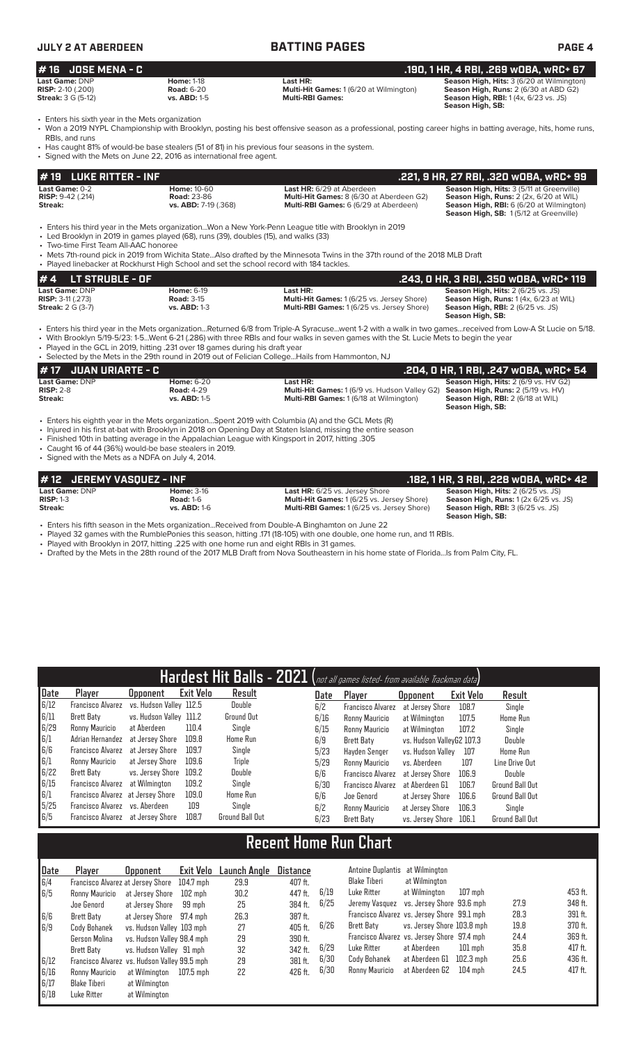## #16 JOSE MENA - C

**.190, 1 HR, 4 RBI, .269 wOBA, wRC+ 67**

| | | | |
|---|---|---|---|
| **Last Game:** DNP | **Home:** 1-18 | **Last HR:** | **Season High, Hits:** 3 (6/20 at Wilmington) |
| **RISP:** 2-10 (.200) | **Road:** 6-20 | **Multi-Hit Games:** 1 (6/20 at Wilmington) | **Season High, Runs:** 2 (6/30 at ABD G2) |
| **Streak:** 3 G (5-12) | **vs. ABD:** 1-5 | **Multi-RBI Games:** | **Season High, RBI:** 1 (4x, 6/23 vs. JS) |
| | | | **Season High, SB:** |

- Enters his sixth year in the Mets organization
- Won a 2019 NYPL Championship with Brooklyn, posting his best offensive season as a professional, posting career highs in batting average, hits, home runs, RBIs, and runs
- Has caught 81% of would-be base stealers (51 of 81) in his previous four seasons in the system.
- Signed with the Mets on June 22, 2016 as international free agent.

## #19 LUKE RITTER - INF

**.221, 9 HR, 27 RBI, .320 wOBA, wRC+ 99**

| | | | |
|---|---|---|---|
| **Last Game:** 0-2 | **Home:** 10-60 | **Last HR:** 6/29 at Aberdeen | **Season High, Hits:** 3 (5/11 at Greenville) |
| **RISP:** 9-42 (.214) | **Road:** 23-86 | **Multi-Hit Games:** 8 (6/30 at Aberdeen G2) | **Season High, Runs:** 2 (2x, 6/20 at WIL) |
| **Streak:** | **vs. ABD:** 7-19 (.368) | **Multi-RBI Games:** 6 (6/29 at Aberdeen) | **Season High, RBI:** 6 (6/20 at Wilmington) |
| | | | **Season High, SB:** 1 (5/12 at Greenville) |

- Enters his third year in the Mets organization...Won a New York-Penn League title with Brooklyn in 2019
- Led Brooklyn in 2019 in games played (68), runs (39), doubles (15), and walks (33)
- Two-time First Team All-AAC honoree
- Mets 7th-round pick in 2019 from Wichita State...Also drafted by the Minnesota Twins in the 37th round of the 2018 MLB Draft
- Played linebacker at Rockhurst High School and set the school record with 184 tackles.

## #4 LT STRUBLE - OF

**.243, 0 HR, 3 RBI, .350 wOBA, wRC+ 119**

| | | | |
|---|---|---|---|
| **Last Game:** DNP | **Home:** 6-19 | **Last HR:** | **Season High, Hits:** 2 (6/25 vs. JS) |
| **RISP:** 3-11 (.273) | **Road:** 3-15 | **Multi-Hit Games:** 1 (6/25 vs. Jersey Shore) | **Season High, Runs:** 1 (4x, 6/23 at WIL) |
| **Streak:** 2 G (3-7) | **vs. ABD:** 1-3 | **Multi-RBI Games:** 1 (6/25 vs. Jersey Shore) | **Season High, RBI:** 2 (6/25 vs. JS) |
| | | | **Season High, SB:** |

- Enters his third year in the Mets organization...Returned 6/8 from Triple-A Syracuse...went 1-2 with a walk in two games...received from Low-A St Lucie on 5/18.
- With Brooklyn 5/19-5/23: 1-5...Went 6-21 (.286) with three RBIs and four walks in seven games with the St. Lucie Mets to begin the year
- Played in the GCL in 2019, hitting .231 over 18 games during his draft year
- Selected by the Mets in the 29th round in 2019 out of Felician College...Hails from Hammonton, NJ

## #17 JUAN URIARTE - C

**.204, 0 HR, 1 RBI, .247 wOBA, wRC+ 54**

| | | | |
|---|---|---|---|
| **Last Game:** DNP | **Home:** 6-20 | **Last HR:** | **Season High, Hits:** 2 (6/9 vs. HV G2) |
| **RISP:** 2-8 | **Road:** 4-29 | **Multi-Hit Games:** 1 (6/9 vs. Hudson Valley G2) | **Season High, Runs:** 2 (5/19 vs. HV) |
| **Streak:** | **vs. ABD:** 1-5 | **Multi-RBI Games:** 1 (6/18 at Wilmington) | **Season High, RBI:** 2 (6/18 at WIL) |
| | | | **Season High, SB:** |

- Enters his eighth year in the Mets organization...Spent 2019 with Columbia (A) and the GCL Mets (R)
- Injured in his first at-bat with Brooklyn in 2018 on Opening Day at Staten Island, missing the entire season
- Finished 10th in batting average in the Appalachian League with Kingsport in 2017, hitting .305
- Caught 16 of 44 (36%) would-be base stealers in 2019.
- Signed with the Mets as a NDFA on July 4, 2014.

## #12 JEREMY VASQUEZ - INF

**.182, 1 HR, 3 RBI, .228 wOBA, wRC+ 42**

| | | | |
|---|---|---|---|
| **Last Game:** DNP | **Home:** 3-16 | **Last HR:** 6/25 vs. Jersey Shore | **Season High, Hits:** 2 (6/25 vs. JS) |
| **RISP:** 1-3 | **Road:** 1-6 | **Multi-Hit Games:** 1 (6/25 vs. Jersey Shore) | **Season High, Runs:** 1 (2x 6/25 vs. JS) |
| **Streak:** | **vs. ABD:** 1-6 | **Multi-RBI Games:** 1 (6/25 vs. Jersey Shore) | **Season High, RBI:** 3 (6/25 vs. JS) |
| | | | **Season High, SB:** |

- Enters his fifth season in the Mets organization...Received from Double-A Binghamton on June 22
- Played 32 games with the RumblePonies this season, hitting .171 (18-105) with one double, one home run, and 11 RBIs.
- Played with Brooklyn in 2017, hitting .225 with one home run and eight RBIs in 31 games.
- Drafted by the Mets in the 28th round of the 2017 MLB Draft from Nova Southeastern in his home state of Florida...Is from Palm City, FL.

## Hardest Hit Balls - 2021 *(not all games listed- from available Trackman data)*

| Date | Player | Opponent | Exit Velo | Result |
|---|---|---|---|---|
| 6/12 | Francisco Alvarez | vs. Hudson Valley | 112.5 | Double |
| 6/11 | Brett Baty | vs. Hudson Valley | 111.2 | Ground Out |
| 6/29 | Ronny Mauricio | at Aberdeen | 110.4 | Single |
| 6/1 | Adrian Hernandez | at Jersey Shore | 109.8 | Home Run |
| 6/6 | Francisco Alvarez | at Jersey Shore | 109.7 | Single |
| 6/1 | Ronny Mauricio | at Jersey Shore | 109.6 | Triple |
| 6/22 | Brett Baty | vs. Jersey Shore | 109.2 | Double |
| 6/15 | Francisco Alvarez | at Wilmington | 109.2 | Single |
| 6/1 | Francisco Alvarez | at Jersey Shore | 109.0 | Home Run |
| 5/25 | Francisco Alvarez | vs. Aberdeen | 109 | Single |
| 6/5 | Francisco Alvarez | at Jersey Shore | 108.7 | Ground Ball Out |
| 6/2 | Francisco Alvarez | at Jersey Shore | 108.7 | Single |
| 6/16 | Ronny Mauricio | at Wilmington | 107.5 | Home Run |
| 6/15 | Ronny Mauricio | at Wilmington | 107.2 | Single |
| 6/9 | Brett Baty | vs. Hudson ValleyG2 | 107.3 | Double |
| 5/23 | Hayden Senger | vs. Hudson Valley | 107 | Home Run |
| 5/29 | Ronny Mauricio | vs. Aberdeen | 107 | Line Drive Out |
| 6/6 | Francisco Alvarez | at Jersey Shore | 106.9 | Double |
| 6/30 | Francisco Alvarez | at Aberdeen G1 | 106.7 | Ground Ball Out |
| 6/6 | Joe Genord | at Jersey Shore | 106.6 | Ground Ball Out |
| 6/2 | Ronny Mauricio | at Jersey Shore | 106.3 | Single |
| 6/23 | Brett Baty | vs. Jersey Shore | 106.1 | Ground Ball Out |

## Recent Home Run Chart

| Date | Player | Opponent | Exit Velo | Launch Angle | Distance |
|---|---|---|---|---|---|
| 6/4 | Francisco Alvarez | at Jersey Shore | 104.7 mph | 29.9 | 407 ft. |
| 6/5 | Ronny Mauricio | at Jersey Shore | 102 mph | 30.2 | 447 ft. |
| | Joe Genord | at Jersey Shore | 99 mph | 25 | 384 ft. |
| 6/6 | Brett Baty | at Jersey Shore | 97.4 mph | 26.3 | 387 ft. |
| 6/9 | Cody Bohanek | vs. Hudson Valley | 103 mph | 27 | 405 ft. |
| | Gerson Molina | vs. Hudson Valley | 98.4 mph | 29 | 390 ft. |
| | Brett Baty | vs. Hudson Valley | 91 mph | 32 | 342 ft. |
| 6/12 | Francisco Alvarez | vs. Hudson Valley | 99.5 mph | 29 | 381 ft. |
| 6/16 | Ronny Mauricio | at Wilmington | 107.5 mph | 22 | 426 ft. |
| 6/17 | Blake Tiberi | at Wilmington | | | |
| 6/18 | Luke Ritter | at Wilmington | | | |
| | Antoine Duplantis | at Wilmington | | | |
| | Blake Tiberi | at Wilmington | | | |
| 6/19 | Luke Ritter | at Wilmington | 107 mph | 27.9 | 453 ft. |
| 6/25 | Jeremy Vasquez | vs. Jersey Shore | 93.6 mph | 28.3 | 348 ft. |
| | Francisco Alvarez | vs. Jersey Shore | 99.1 mph | 19.8 | 391 ft. |
| 6/26 | Brett Baty | vs. Jersey Shore | 103.8 mph | 24.4 | 370 ft. |
| | Francisco Alvarez | vs. Jersey Shore | 97.4 mph | 35.8 | 369 ft. |
| 6/29 | Luke Ritter | at Aberdeen | 101 mph | 25.6 | 417 ft. |
| 6/30 | Cody Bohanek | at Aberdeen G1 | 102.3 mph | 24.5 | 436 ft. |
| 6/30 | Ronny Mauricio | at Aberdeen G2 | 104 mph | | 417 ft. |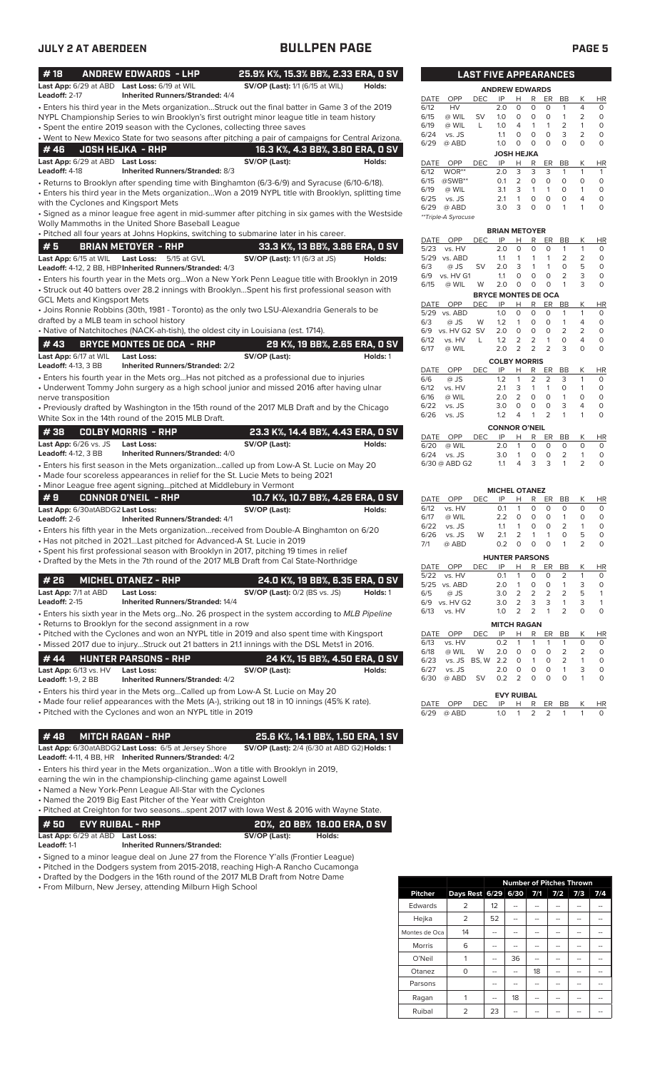# BULLPEN PAGE

## #18 ANDREW EDWARDS - LHP — 25.9% K%, 15.3% BB%, 2.33 ERA, 0 SV

**Last App:** 6/29 at ABD **Last Loss:** 6/19 at WIL **SV/OP (Last):** 1/1 (6/15 at WIL) **Holds:**
**Leadoff:** 2-17 **Inherited Runners/Stranded:** 4/4

- Enters his third year in the Mets organization...Struck out the final batter in Game 3 of the 2019 NYPL Championship Series to win Brooklyn's first outright minor league title in team history
- Spent the entire 2019 season with the Cyclones, collecting three saves
- Went to New Mexico State for two seasons after pitching a pair of campaigns for Central Arizona.

## #46 JOSH HEJKA - RHP — 16.3 K%, 4.3 BB%, 3.80 ERA, 0 SV

**Last App:** 6/29 at ABD **Last Loss:** **SV/OP (Last):** **Holds:**
**Leadoff:** 4-18 **Inherited Runners/Stranded:** 8/3

- Returns to Brooklyn after spending time with Binghamton (6/3-6/9) and Syracuse (6/10-6/18).
- Enters his third year in the Mets organization...Won a 2019 NYPL title with Brooklyn, splitting time with the Cyclones and Kingsport Mets
- Signed as a minor league free agent in mid-summer after pitching in six games with the Westside Wolly Mammoths in the United Shore Baseball League
- Pitched all four years at Johns Hopkins, switching to submarine later in his career.

## #5 BRIAN METOYER - RHP — 33.3 K%, 13 BB%, 3.86 ERA, 0 SV

**Last App:** 6/15 at WIL **Last Loss:** 5/15 at GVL **SV/OP (Last):** 1/1 (6/3 at JS) **Holds:**
**Leadoff:** 4-12, 2 BB, HBP **Inherited Runners/Stranded:** 4/3

- Enters his fourth year in the Mets org...Won a New York Penn League title with Brooklyn in 2019
- Struck out 40 batters over 28.2 innings with Brooklyn...Spent his first professional season with GCL Mets and Kingsport Mets
- Joins Ronnie Robbins (30th, 1981 - Toronto) as the only two LSU-Alexandria Generals to be drafted by a MLB team in school history
- Native of Natchitoches (NACK-ah-tish), the oldest city in Louisiana (est. 1714).

## #43 BRYCE MONTES DE OCA - RHP — 29 K%, 19 BB%, 2.65 ERA, 0 SV

**Last App:** 6/17 at WIL **Last Loss:** **SV/OP (Last):** **Holds:** 1
**Leadoff:** 4-13, 3 BB **Inherited Runners/Stranded:** 2/2

- Enters his fourth year in the Mets org...Has not pitched as a professional due to injuries
- Underwent Tommy John surgery as a high school junior and missed 2016 after having ulnar nerve transposition
- Previously drafted by Washington in the 15th round of the 2017 MLB Draft and by the Chicago White Sox in the 14th round of the 2015 MLB Draft.

## #38 COLBY MORRIS - RHP — 23.3 K%, 14.4 BB%, 4.43 ERA, 0 SV

**Last App:** 6/26 vs. JS **Last Loss:** **SV/OP (Last):** **Holds:**
**Leadoff:** 4-12, 3 BB **Inherited Runners/Stranded:** 4/0

- Enters his first season in the Mets organization...called up from Low-A St. Lucie on May 20
- Made four scoreless appearances in relief for the St. Lucie Mets to being 2021
- Minor League free agent signing...pitched at Middlebury in Vermont

## #9 CONNOR O'NEIL - RHP — 10.7 K%, 10.7 BB%, 4.26 ERA, 0 SV

**Last App:** 6/30atABDG2 **Last Loss:** **SV/OP (Last):** **Holds:**
**Leadoff:** 2-6 **Inherited Runners/Stranded:** 4/1

- Enters his fifth year in the Mets organization...received from Double-A Binghamton on 6/20
- Has not pitched in 2021...Last pitched for Advanced-A St. Lucie in 2019
- Spent his first professional season with Brooklyn in 2017, pitching 19 times in relief
- Drafted by the Mets in the 7th round of the 2017 MLB Draft from Cal State-Northridge

## #26 MICHEL OTANEZ - RHP — 24.0 K%, 19 BB%, 6.35 ERA, 0 SV

**Last App:** 7/1 at ABD **Last Loss:** **SV/OP (Last):** 0/2 (BS vs. JS) **Holds:** 1
**Leadoff:** 2-15 **Inherited Runners/Stranded:** 14/4

- Enters his sixth year in the Mets org...No. 26 prospect in the system according to *MLB Pipeline*
- Returns to Brooklyn for the second assignment in a row
- Pitched with the Cyclones and won an NYPL title in 2019 and also spent time with Kingsport
- Missed 2017 due to injury...Struck out 21 batters in 21.1 innings with the DSL Mets1 in 2016.

## #44 HUNTER PARSONS - RHP — 24 K%, 15 BB%, 4.50 ERA, 0 SV

**Last App:** 6/13 vs. HV **Last Loss:** **SV/OP (Last):** **Holds:**
**Leadoff:** 1-9, 2 BB **Inherited Runners/Stranded:** 4/2

- Enters his third year in the Mets org...Called up from Low-A St. Lucie on May 20
- Made four relief appearances with the Mets (A-), striking out 18 in 10 innings (45% K rate).
- Pitched with the Cyclones and won an NYPL title in 2019

## #48 MITCH RAGAN - RHP — 25.6 K%, 14.1 BB%, 1.50 ERA, 1 SV

**Last App:** 6/30atABDG2 **Last Loss:** 6/5 at Jersey Shore **SV/OP (Last):** 2/4 (6/30 at ABD G2) **Holds:** 1
**Leadoff:** 4-11, 4 BB, HR **Inherited Runners/Stranded:** 4/2

- Enters his third year in the Mets organization...Won a title with Brooklyn in 2019, earning the win in the championship-clinching game against Lowell
- Named a New York-Penn League All-Star with the Cyclones
- Named the 2019 Big East Pitcher of the Year with Creighton
- Pitched at Creighton for two seasons...spent 2017 with Iowa West & 2016 with Wayne State.

## #50 EVY RUIBAL - RHP — 20%, 20 BB% 18.00 ERA, 0 SV

**Last App:** 6/29 at ABD **Last Loss:** **SV/OP (Last):** **Holds:**
**Leadoff:** 1-1 **Inherited Runners/Stranded:**

- Signed to a minor league deal on June 27 from the Florence Y'alls (Frontier League)
- Pitched in the Dodgers system from 2015-2018, reaching High-A Rancho Cucamonga
- Drafted by the Dodgers in the 16th round of the 2017 MLB Draft from Notre Dame
- From Milburn, New Jersey, attending Milburn High School

## LAST FIVE APPEARANCES

### ANDREW EDWARDS

| DATE | OPP | DEC | IP | H | R | ER | BB | K | HR |
|---|---|---|---|---|---|---|---|---|---|
| 6/12 | HV | | 2.0 | 0 | 0 | 0 | 1 | 4 | 0 |
| 6/15 | @ WIL | SV | 1.0 | 0 | 0 | 0 | 1 | 2 | 0 |
| 6/19 | @ WIL | L | 1.0 | 4 | 1 | 1 | 2 | 1 | 0 |
| 6/24 | vs. JS | | 1.1 | 0 | 0 | 0 | 3 | 2 | 0 |
| 6/29 | @ ABD | | 1.0 | 0 | 0 | 0 | 0 | 0 | 0 |

### JOSH HEJKA

| DATE | OPP | DEC | IP | H | R | ER | BB | K | HR |
|---|---|---|---|---|---|---|---|---|---|
| 6/12 | WOR** | | 2.0 | 3 | 3 | 3 | 1 | 1 | 1 |
| 6/15 | @SWB** | | 0.1 | 2 | 0 | 0 | 0 | 0 | 0 |
| 6/19 | @ WIL | | 3.1 | 3 | 1 | 1 | 0 | 1 | 0 |
| 6/25 | vs. JS | | 2.1 | 1 | 0 | 0 | 0 | 4 | 0 |
| 6/29 | @ ABD | | 3.0 | 3 | 0 | 0 | 1 | 1 | 0 |

**Triple-A Syracuse

### BRIAN METOYER

| DATE | OPP | DEC | IP | H | R | ER | BB | K | HR |
|---|---|---|---|---|---|---|---|---|---|
| 5/23 | vs. HV | | 2.0 | 0 | 0 | 0 | 1 | 1 | 0 |
| 5/29 | vs. ABD | | 1.1 | 1 | 1 | 1 | 2 | 2 | 0 |
| 6/3 | @ JS | SV | 2.0 | 3 | 1 | 1 | 0 | 5 | 0 |
| 6/9 | vs. HV G1 | | 1.1 | 0 | 0 | 0 | 2 | 3 | 0 |
| 6/15 | @ WIL | W | 2.0 | 0 | 0 | 0 | 1 | 3 | 0 |

### BRYCE MONTES DE OCA

| DATE | OPP | DEC | IP | H | R | ER | BB | K | HR |
|---|---|---|---|---|---|---|---|---|---|
| 5/29 | vs. ABD | | 1.0 | 0 | 0 | 0 | 1 | 1 | 0 |
| 6/3 | @ JS | W | 1.2 | 1 | 0 | 0 | 1 | 4 | 0 |
| 6/9 | vs. HV G2 | SV | 2.0 | 0 | 0 | 0 | 2 | 2 | 0 |
| 6/12 | vs. HV | L | 1.2 | 2 | 2 | 1 | 0 | 4 | 0 |
| 6/17 | @ WIL | | 2.0 | 2 | 2 | 2 | 3 | 0 | 0 |

### COLBY MORRIS

| DATE | OPP | DEC | IP | H | R | ER | BB | K | HR |
|---|---|---|---|---|---|---|---|---|---|
| 6/6 | @ JS | | 1.2 | 1 | 2 | 2 | 3 | 1 | 0 |
| 6/12 | vs. HV | | 2.1 | 3 | 1 | 1 | 0 | 1 | 0 |
| 6/16 | @ WIL | | 2.0 | 2 | 0 | 0 | 1 | 0 | 0 |
| 6/22 | vs. JS | | 3.0 | 0 | 0 | 0 | 3 | 4 | 0 |
| 6/26 | vs. JS | | 1.2 | 4 | 1 | 2 | 1 | 1 | 0 |

### CONNOR O'NEIL

| DATE | OPP | DEC | IP | H | R | ER | BB | K | HR |
|---|---|---|---|---|---|---|---|---|---|
| 6/20 | @ WIL | | 2.0 | 1 | 0 | 0 | 0 | 0 | 0 |
| 6/24 | vs. JS | | 3.0 | 1 | 0 | 0 | 2 | 1 | 0 |
| 6/30 @ ABD G2 | | | 1.1 | 4 | 3 | 3 | 1 | 2 | 0 |

### MICHEL OTANEZ

| DATE | OPP | DEC | IP | H | R | ER | BB | K | HR |
|---|---|---|---|---|---|---|---|---|---|
| 6/12 | vs. HV | | 0.1 | 1 | 0 | 0 | 0 | 0 | 0 |
| 6/17 | @ WIL | | 2.2 | 0 | 0 | 0 | 1 | 0 | 0 |
| 6/22 | vs. JS | | 1.1 | 1 | 0 | 0 | 2 | 1 | 0 |
| 6/26 | vs. JS | W | 2.1 | 2 | 1 | 1 | 0 | 5 | 0 |
| 7/1 | @ ABD | | 0.2 | 0 | 0 | 0 | 1 | 2 | 0 |

### HUNTER PARSONS

| DATE | OPP | DEC | IP | H | R | ER | BB | K | HR |
|---|---|---|---|---|---|---|---|---|---|
| 5/22 | vs. HV | | 0.1 | 1 | 0 | 0 | 2 | 1 | 0 |
| 5/25 | vs. ABD | | 2.0 | 1 | 0 | 0 | 1 | 3 | 0 |
| 6/5 | @ JS | | 3.0 | 2 | 2 | 2 | 2 | 5 | 1 |
| 6/9 | vs. HV G2 | | 3.0 | 2 | 3 | 3 | 1 | 3 | 1 |
| 6/13 | vs. HV | | 1.0 | 2 | 2 | 1 | 2 | 0 | 0 |

### MITCH RAGAN

| DATE | OPP | DEC | IP | H | R | ER | BB | K | HR |
|---|---|---|---|---|---|---|---|---|---|
| 6/13 | vs. HV | | 0.2 | 1 | 1 | 1 | 1 | 0 | 0 |
| 6/18 | @ WIL | W | 2.0 | 0 | 0 | 0 | 2 | 2 | 0 |
| 6/23 | vs. JS | BS, W | 2.2 | 0 | 1 | 0 | 2 | 1 | 0 |
| 6/27 | vs. JS | | 2.0 | 0 | 0 | 0 | 1 | 3 | 0 |
| 6/30 | @ ABD | SV | 0.2 | 2 | 0 | 0 | 0 | 1 | 0 |

### EVY RUIBAL

| DATE | OPP | DEC | IP | H | R | ER | BB | K | HR |
|---|---|---|---|---|---|---|---|---|---|
| 6/29 | @ ABD | | 1.0 | 1 | 2 | 2 | 1 | 1 | 0 |

## Number of Pitches Thrown

| Pitcher | Days Rest | 6/29 | 6/30 | 7/1 | 7/2 | 7/3 | 7/4 |
|---|---|---|---|---|---|---|---|
| Edwards | 2 | 12 | -- | -- | -- | -- | -- |
| Hejka | 2 | 52 | -- | -- | -- | -- | -- |
| Montes de Oca | 14 | -- | -- | -- | -- | -- | -- |
| Morris | 6 | -- | -- | -- | -- | -- | -- |
| O'Neil | 1 | -- | 36 | -- | -- | -- | -- |
| Otanez | 0 | -- | -- | 18 | -- | -- | -- |
| Parsons | | -- | -- | -- | -- | -- | -- |
| Ragan | 1 | -- | 18 | -- | -- | -- | -- |
| Ruibal | 2 | 23 | -- | -- | -- | -- | -- |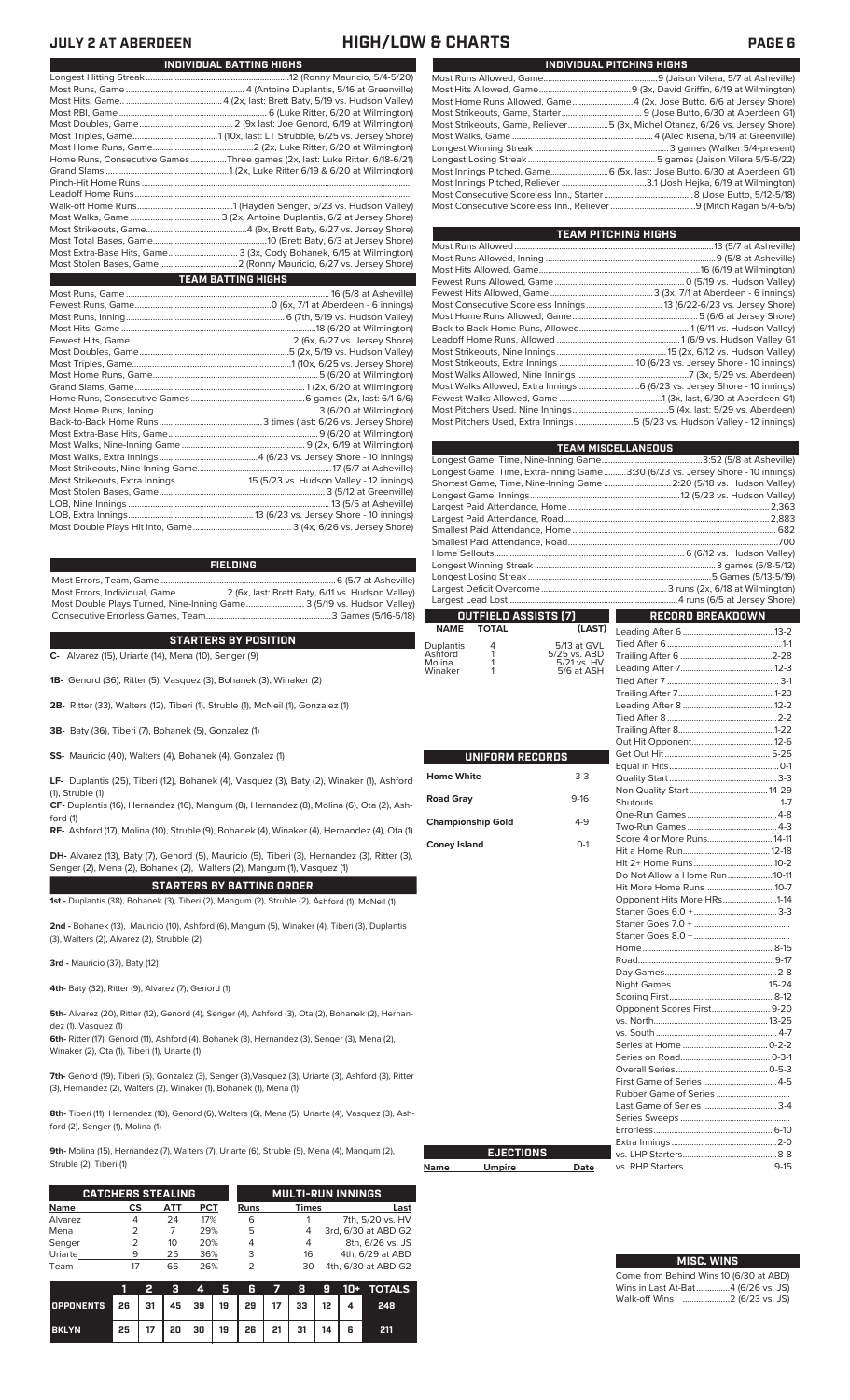# JULY 2 AT ABERDEEN — HIGH/LOW & CHARTS

## INDIVIDUAL BATTING HIGHS

| | |
|---|---|
| Longest Hitting Streak | 12 (Ronny Mauricio, 5/4-5/20) |
| Most Runs, Game | 4 (Antoine Duplantis, 5/16 at Greenville) |
| Most Hits, Game | 4 (2x, last: Brett Baty, 5/19 vs. Hudson Valley) |
| Most RBI, Game | 6 (Luke Ritter, 6/20 at Wilmington) |
| Most Doubles, Game | 2 (9x last: Joe Genord, 6/19 at Wilmington) |
| Most Triples, Game | 1 (10x, last: LT Strubble, 6/25 vs. Jersey Shore) |
| Most Home Runs, Game | 2 (2x, Luke Ritter, 6/20 at Wilmington) |
| Home Runs, Consecutive Games | Three games (2x, last: Luke Ritter, 6/18-6/21) |
| Grand Slams | 1 (2x, Luke Ritter 6/19 & 6/20 at Wilmington) |
| Pinch-Hit Home Runs | |
| Leadoff Home Runs | |
| Walk-off Home Runs | 1 (Hayden Senger, 5/23 vs. Hudson Valley) |
| Most Walks, Game | 3 (2x, Antoine Duplantis, 6/2 at Jersey Shore) |
| Most Strikeouts, Game | 4 (9x, Brett Baty, 6/27 vs. Jersey Shore) |
| Most Total Bases, Game | 10 (Brett Baty, 6/3 at Jersey Shore) |
| Most Extra-Base Hits, Game | 3 (3x, Cody Bohanek, 6/15 at Wilmington) |
| Most Stolen Bases, Game | 2 (Ronny Mauricio, 6/27 vs. Jersey Shore) |

## TEAM BATTING HIGHS

| | |
|---|---|
| Most Runs, Game | 16 (5/8 at Asheville) |
| Fewest Runs, Game | 0 (6x, 7/1 at Aberdeen - 6 innings) |
| Most Runs, Inning | 6 (7th, 5/19 vs. Hudson Valley) |
| Most Hits, Game | 18 (6/20 at Wilmington) |
| Fewest Hits, Game | 2 (6x, 6/27 vs. Jersey Shore) |
| Most Doubles, Game | 5 (2x, 5/19 vs. Hudson Valley) |
| Most Triples, Game | 1 (10x, 6/25 vs. Jersey Shore) |
| Most Home Runs, Game | 5 (6/20 at Wilmington) |
| Grand Slams, Game | 1 (2x, 6/20 at Wilmington) |
| Home Runs, Consecutive Games | 6 games (2x, last: 6/1-6/6) |
| Most Home Runs, Inning | 3 (6/20 at Wilmington) |
| Back-to-Back Home Runs | 3 times (last: 6/26 vs. Jersey Shore) |
| Most Extra-Base Hits, Game | 9 (6/20 at Wilmington) |
| Most Walks, Nine-Inning Game | 9 (2x, 6/19 at Wilmington) |
| Most Walks, Extra Innings | 4 (6/23 vs. Jersey Shore - 10 innings) |
| Most Strikeouts, Nine-Inning Game | 17 (5/7 at Asheville) |
| Most Strikeouts, Extra Innings | 15 (5/23 vs. Hudson Valley - 12 innings) |
| Most Stolen Bases, Game | 3 (5/12 at Greenville) |
| LOB, Nine Innings | 13 (5/5 at Asheville) |
| LOB, Extra Innings | 13 (6/23 vs. Jersey Shore - 10 innings) |
| Most Double Plays Hit into, Game | 3 (4x, 6/26 vs. Jersey Shore) |

## FIELDING

| | |
|---|---|
| Most Errors, Team, Game | 6 (5/7 at Asheville) |
| Most Errors, Individual, Game | 2 (6x, last: Brett Baty, 6/11 vs. Hudson Valley) |
| Most Double Plays Turned, Nine-Inning Game | 3 (5/19 vs. Hudson Valley) |
| Consecutive Errorless Games, Team | 3 Games (5/16-5/18) |

## STARTERS BY POSITION

**C-** Alvarez (15), Uriarte (14), Mena (10), Senger (9)

**1B-** Genord (36), Ritter (5), Vasquez (3), Bohanek (3), Winaker (2)

**2B-** Ritter (33), Walters (12), Tiberi (1), Struble (1), McNeil (1), Gonzalez (1)

**3B-** Baty (36), Tiberi (7), Bohanek (5), Gonzalez (1)

**SS-** Mauricio (40), Walters (4), Bohanek (4), Gonzalez (1)

**LF-** Duplantis (25), Tiberi (12), Bohanek (4), Vasquez (3), Baty (2), Winaker (1), Ashford (1), Struble (1)

**CF-** Duplantis (16), Hernandez (16), Mangum (8), Hernandez (8), Molina (6), Ota (2), Ashford (1)

**RF-** Ashford (17), Molina (10), Struble (9), Bohanek (4), Winaker (4), Hernandez (4), Ota (1)

**DH-** Alvarez (13), Baty (7), Genord (5), Mauricio (5), Tiberi (3), Hernandez (3), Ritter (3), Senger (2), Mena (2), Bohanek (2), Walters (2), Mangum (1), Vasquez (1)

## STARTERS BY BATTING ORDER

**1st -** Duplantis (38), Bohanek (3), Tiberi (2), Mangum (2), Struble (2), Ashford (1), McNeil (1)

**2nd -** Bohanek (13), Mauricio (10), Ashford (6), Mangum (5), Winaker (4), Tiberi (3), Duplantis (3), Walters (2), Alvarez (2), Struble (2)

**3rd -** Mauricio (37), Baty (12)

**4th-** Baty (32), Ritter (9), Alvarez (7), Genord (1)

**5th-** Alvarez (20), Ritter (12), Genord (4), Senger (4), Ashford (3), Ota (2), Bohanek (2), Hernandez (1), Vasquez (1)

**6th-** Ritter (17), Genord (11), Ashford (4). Bohanek (3), Hernandez (3), Senger (3), Mena (2), Winaker (2), Ota (1), Tiberi (1), Uriarte (1)

**7th-** Genord (19), Tiberi (5), Gonzalez (3), Senger (3),Vasquez (3), Uriarte (3), Ashford (3), Ritter (3), Hernandez (2), Walters (2), Winaker (1), Bohanek (1), Mena (1)

**8th-** Tiberi (11), Hernandez (10), Genord (6), Walters (6), Mena (5), Uriarte (4), Vasquez (3), Ashford (2), Senger (1), Molina (1)

**9th-** Molina (15), Hernandez (7), Walters (7), Uriarte (6), Struble (5), Mena (4), Mangum (2), Struble (2), Tiberi (1)

## CATCHERS STEALING

| Name | CS | ATT | PCT |
|---|---|---|---|
| Alvarez | 4 | 24 | 17% |
| Mena | 2 | 7 | 29% |
| Senger | 2 | 10 | 20% |
| Uriarte | 9 | 25 | 36% |
| Team | 17 | 66 | 26% |

## MULTI-RUN INNINGS

| Runs | Times | Last |
|---|---|---|
| 6 | 1 | 7th, 5/20 vs. HV |
| 5 | 4 | 3rd, 6/30 at ABD G2 |
| 4 | 4 | 8th, 6/26 vs. JS |
| 3 | 16 | 4th, 6/29 at ABD |
| 2 | 30 | 4th, 6/30 at ABD G2 |

| | 1 | 2 | 3 | 4 | 5 | 6 | 7 | 8 | 9 | 10+ | TOTALS |
|---|---|---|---|---|---|---|---|---|---|---|---|
| OPPONENTS | 26 | 31 | 45 | 39 | 19 | 29 | 17 | 33 | 12 | 4 | 248 |
| BKLYN | 25 | 17 | 20 | 30 | 19 | 26 | 21 | 31 | 14 | 6 | 211 |

## INDIVIDUAL PITCHING HIGHS

| | |
|---|---|
| Most Runs Allowed, Game | 9 (Jaison Vilera, 5/7 at Asheville) |
| Most Hits Allowed, Game | 9 (3x, David Griffin, 6/19 at Wilmington) |
| Most Home Runs Allowed, Game | 4 (2x, Jose Butto, 6/6 at Jersey Shore) |
| Most Strikeouts, Game, Starter | 9 (Jose Butto, 6/30 at Aberdeen G1) |
| Most Strikeouts, Game, Reliever | 5 (3x, Michel Otanez, 6/26 vs. Jersey Shore) |
| Most Walks, Game | 4 (Alec Kisena, 5/14 at Greenville) |
| Longest Winning Streak | 3 games (Walker 5/4-present) |
| Longest Losing Streak | 5 games (Jaison Vilera 5/5-6/22) |
| Most Innings Pitched, Game | 6 (5x, last: Jose Butto, 6/30 at Aberdeen G1) |
| Most Innings Pitched, Reliever | 3.1 (Josh Hejka, 6/19 at Wilmington) |
| Most Consecutive Scoreless Inns., Starter | 8 (Jose Butto, 5/12-5/18) |
| Most Consecutive Scoreless Inns., Reliever | 9 (Mitch Ragan 5/4-6/5) |

## TEAM PITCHING HIGHS

| | |
|---|---|
| Most Runs Allowed | 13 (5/7 at Asheville) |
| Most Runs Allowed, Inning | 9 (5/8 at Asheville) |
| Most Hits Allowed, Game | 16 (6/19 at Wilmington) |
| Fewest Runs Allowed, Game | 0 (5/19 vs. Hudson Valley) |
| Fewest Hits Allowed, Game | 3 (3x, 7/1 at Aberdeen - 6 innings) |
| Most Consecutive Scoreless Innings | 13 (6/22-6/23 vs. Jersey Shore) |
| Most Home Runs Allowed, Game | 5 (6/6 at Jersey Shore) |
| Back-to-Back Home Runs, Allowed | 1 (6/11 vs. Hudson Valley) |
| Leadoff Home Runs, Allowed | 1 (6/9 vs. Hudson Valley G1) |
| Most Strikeouts, Nine Innings | 15 (2x, 6/12 vs. Hudson Valley) |
| Most Strikeouts, Extra Innings | 10 (6/23 vs. Jersey Shore - 10 innings) |
| Most Walks Allowed, Nine Innings | 7 (3x, 5/29 vs. Aberdeen) |
| Most Walks Allowed, Extra Innings | 6 (6/23 vs. Jersey Shore - 10 innings) |
| Fewest Walks Allowed, Game | 1 (3x, last, 6/30 at Aberdeen G1) |
| Most Pitchers Used, Nine Innings | 5 (4x, last: 5/29 vs. Aberdeen) |
| Most Pitchers Used, Extra Innings | 5 (5/23 vs. Hudson Valley - 12 innings) |

## TEAM MISCELLANEOUS

| | |
|---|---|
| Longest Game, Time, Nine-Inning Game | 3:52 (5/8 at Asheville) |
| Longest Game, Time, Extra-Inning Game | 3:30 (6/23 vs. Jersey Shore - 10 innings) |
| Shortest Game, Time, Nine-Inning Game | 2:20 (5/18 vs. Hudson Valley) |
| Longest Game, Innings | 12 (5/23 vs. Hudson Valley) |
| Largest Paid Attendance, Home | 2,363 |
| Largest Paid Attendance, Road | 2,883 |
| Smallest Paid Attendance, Home | 682 |
| Smallest Paid Attendance, Road | 700 |
| Home Sellouts | 6 (6/12 vs. Hudson Valley) |
| Longest Winning Streak | 3 games (5/8-5/12) |
| Longest Losing Streak | 5 Games (5/13-5/19) |
| Largest Deficit Overcome | 3 runs (2x, 6/18 at Wilmington) |
| Largest Lead Lost | 4 runs (6/5 at Jersey Shore) |

## OUTFIELD ASSISTS (7)

| NAME | TOTAL | (LAST) |
|---|---|---|
| Duplantis | 4 | 5/13 at GVL |
| Ashford | 1 | 5/25 vs. ABD |
| Molina | 1 | 5/21 vs. HV |
| Winaker | 1 | 5/6 at ASH |

## UNIFORM RECORDS

| | |
|---|---|
| Home White | 3-3 |
| Road Gray | 9-16 |
| Championship Gold | 4-9 |
| Coney Island | 0-1 |

## EJECTIONS

| Name | Umpire | Date |
|---|---|---|

## RECORD BREAKDOWN

| | |
|---|---|
| Leading After 6 | 13-2 |
| Tied After 6 | 1-1 |
| Trailing After 6 | 2-28 |
| Leading After 7 | 12-3 |
| Tied After 7 | 3-1 |
| Trailing After 7 | 1-23 |
| Leading After 8 | 12-2 |
| Tied After 8 | 2-2 |
| Trailing After 8 | 1-22 |
| Out Hit Opponent | 12-6 |
| Get Out Hit | 5-25 |
| Equal in Hits | 0-1 |
| Quality Start | 3-3 |
| Non Quality Start | 14-29 |
| Shutouts | 1-7 |
| One-Run Games | 4-8 |
| Two-Run Games | 4-3 |
| Score 4 or More Runs | 14-11 |
| Hit a Home Run | 12-18 |
| Hit 2+ Home Runs | 10-2 |
| Do Not Allow a Home Run | 10-11 |
| Hit More Home Runs | 10-7 |
| Opponent Hits More HRs | 1-14 |
| Starter Goes 6.0 + | 3-3 |
| Starter Goes 7.0 + | |
| Starter Goes 8.0 + | |
| Home | 8-15 |
| Road | 9-17 |
| Day Games | 2-8 |
| Night Games | 15-24 |
| Scoring First | 8-12 |
| Opponent Scores First | 9-20 |
| vs. North | 13-25 |
| vs. South | 4-7 |
| Series at Home | 0-2-2 |
| Series on Road | 0-3-1 |
| Overall Series | 0-5-3 |
| First Game of Series | 4-5 |
| Rubber Game of Series | |
| Last Game of Series | 3-4 |
| Series Sweeps | |
| Errorless | 6-10 |
| Extra Innings | 2-0 |
| vs. LHP Starters | 8-8 |
| vs. RHP Starters | 9-15 |

## MISC. WINS

| | |
|---|---|
| Come from Behind Wins | 10 (6/30 at ABD) |
| Wins in Last At-Bat | 4 (6/26 vs. JS) |
| Walk-off Wins | 2 (6/23 vs. JS) |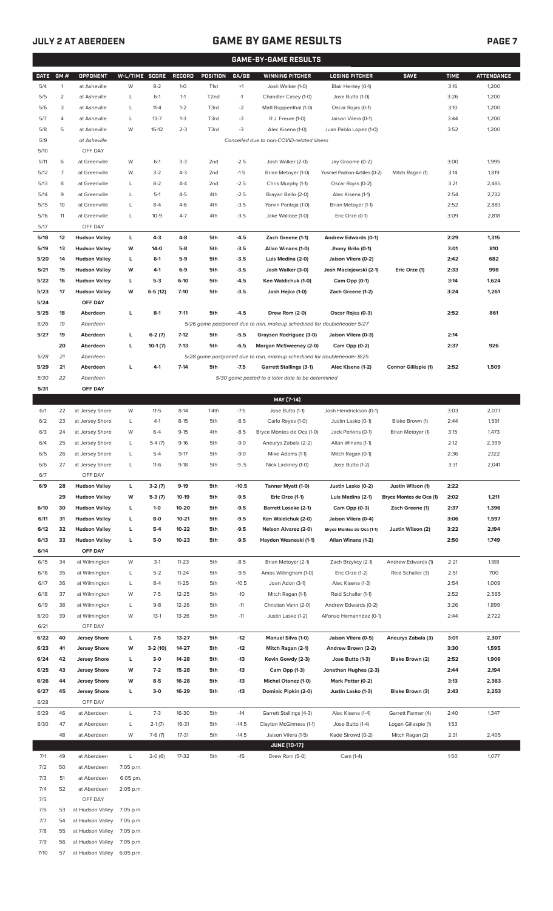## GAME BY GAME RESULTS

### GAME-BY-GAME RESULTS

| DATE | GM # | OPPONENT | W-L/TIME | SCORE | RECORD | POSITION | GA/GB | WINNING PITCHER | LOSING PITCHER | SAVE | TIME | ATTENDANCE |
|---|---|---|---|---|---|---|---|---|---|---|---|---|
| 5/4 | 1 | at Asheville | W | 8-2 | 1-0 | T1st | +1 | Josh Walker (1-0) | Blair Henley (0-1) | | 3:16 | 1,200 |
| 5/5 | 2 | at Asheville | L | 6-1 | 1-1 | T2nd | -1 | Chandler Casey (1-0) | Jose Butto (1-0) | | 3:26 | 1,200 |
| 5/6 | 3 | at Asheville | L | 11-4 | 1-2 | T3rd | -2 | Matt Ruppenthal (1-0) | Oscar Rojas (0-1) | | 3:10 | 1,200 |
| 5/7 | 4 | at Asheville | L | 13-7 | 1-3 | T3rd | -3 | R.J. Freure (1-0) | Jaison Vilera (0-1) | | 3:44 | 1,200 |
| 5/8 | 5 | at Asheville | W | 16-12 | 2-3 | T3rd | -3 | Alec Kisena (1-0) | Juan Pablo Lopez (1-0) | | 3:52 | 1,200 |
| 5/9 | | *at Asheville* | | | | | | *Cancelled due to non-COVID-related illness* | | | | |
| 5/10 | | OFF DAY | | | | | | | | | | |
| 5/11 | 6 | at Greenville | W | 6-1 | 3-3 | 2nd | -2.5 | Josh Walker (2-0) | Jay Groome (0-2) | | 3:00 | 1,995 |
| 5/12 | 7 | at Greenville | W | 3-2 | 4-3 | 2nd | -1.5 | Brian Metoyer (1-0) | Yusniel Padron-Artilles (0-2) | Mitch Ragan (1) | 3:14 | 1,819 |
| 5/13 | 8 | at Greenville | L | 8-2 | 4-4 | 2nd | -2.5 | Chris Murphy (1-1) | Oscar Rojas (0-2) | | 3:21 | 2,485 |
| 5/14 | 9 | at Greenville | L | 5-1 | 4-5 | 4th | -2.5 | Brayan Bello (2-0) | Alec Kisena (1-1) | | 2:54 | 2,732 |
| 5/15 | 10 | at Greenville | L | 8-4 | 4-6 | 4th | -3.5 | Yorvin Pantoja (1-0) | Brian Metoyer (1-1) | | 2:52 | 2,883 |
| 5/16 | 11 | at Greenville | L | 10-9 | 4-7 | 4th | -3.5 | Jake Wallace (1-0) | Eric Orze (0-1) | | 3:09 | 2,818 |
| 5/17 | | OFF DAY | | | | | | | | | | |
| **5/18** | **12** | **Hudson Valley** | **L** | **4-3** | **4-8** | **5th** | **-4.5** | **Zach Greene (1-1)** | **Andrew Edwards (0-1)** | | **2:29** | **1,315** |
| **5/19** | **13** | **Hudson Valley** | **W** | **14-0** | **5-8** | **5th** | **-3.5** | **Allan Winans (1-0)** | **Jhony Brito (0-1)** | | **3:01** | **810** |
| **5/20** | **14** | **Hudson Valley** | **L** | **6-1** | **5-9** | **5th** | **-3.5** | **Luis Medina (2-0)** | **Jaison Vilera (0-2)** | | **2:42** | **682** |
| **5/21** | **15** | **Hudson Valley** | **W** | **4-1** | **6-9** | **5th** | **-3.5** | **Josh Walker (3-0)** | **Josh Maciejewski (2-1)** | **Eric Orze (1)** | **2:33** | **998** |
| **5/22** | **16** | **Hudson Valley** | **L** | **5-3** | **6-10** | **5th** | **-4.5** | **Ken Waldichuk (1-0)** | **Cam Opp (0-1)** | | **3:14** | **1,624** |
| **5/23** | **17** | **Hudson Valley** | **W** | **6-5 (12)** | **7-10** | **5th** | **-3.5** | **Josh Hejka (1-0)** | **Zach Greene (1-2)** | | **3:24** | **1,261** |
| **5/24** | | **OFF DAY** | | | | | | | | | | |
| **5/25** | **18** | **Aberdeen** | **L** | **8-1** | **7-11** | **5th** | **-4.5** | **Drew Rom (2-0)** | **Oscar Rojas (0-3)** | | **2:52** | **861** |
| *5/26* | *19* | *Aberdeen* | | | | | | *5/26 game postponed due to rain, makeup scheduled for doubleheader 5/27* | | | | |
| **5/27** | **19** | **Aberdeen** | **L** | **6-2 (7)** | **7-12** | **5th** | **-5.5** | **Grayson Rodriguez (3-0)** | **Jaison Vilera (0-3)** | | **2:14** | |
| | **20** | **Aberdeen** | **L** | **10-1 (7)** | **7-13** | **5th** | **-6.5** | **Morgan McSweeney (2-0)** | **Cam Opp (0-2)** | | **2:37** | **926** |
| *5/28* | *21* | *Aberdeen* | | | | | | *5/28 game postponed due to rain, makeup scheduled for doubleheader 8/25* | | | | |
| **5/29** | **21** | **Aberdeen** | **L** | **4-1** | **7-14** | **5th** | **-7.5** | **Garrett Stallings (3-1)** | **Alec Kisena (1-2)** | **Connor Gillispie (1)** | **2:52** | **1,509** |
| *5/30* | *22* | *Aberdeen* | | | | | | *5/30 game posted to a later date to be determined* | | | | |
| **5/31** | | **OFF DAY** | | | | | | | | | | |
| | | | | | | | | **MAY [7-14]** | | | | |
| 6/1 | 22 | at Jersey Shore | W | 11-5 | 8-14 | T4th | -7.5 | Jose Butto (1-1) | Josh Hendrickson (0-1) | | 3:03 | 2,077 |
| 6/2 | 23 | at Jersey Shore | L | 4-1 | 8-15 | 5th | -8.5 | Carlo Reyes (1-0) | Justin Lasko (0-1) | Blake Brown (1) | 2:44 | 1,591 |
| 6/3 | 24 | at Jersey Shore | W | 6-4 | 9-15 | 4th | -8.5 | Bryce Montes de Oca (1-0) | Jack Perkins (0-1) | Brian Metoyer (1) | 3:15 | 1,473 |
| 6/4 | 25 | at Jersey Shore | L | 5-4 (7) | 9-16 | 5th | -9.0 | Aneurys Zabala (2-2) | Allan Winans (1-1) | | 2:12 | 2,399 |
| 6/5 | 26 | at Jersey Shore | L | 5-4 | 9-17 | 5th | -9.0 | Mike Adams (1-1) | Mitch Ragan (0-1) | | 2:36 | 2,122 |
| 6/6 | 27 | at Jersey Shore | L | 11-6 | 9-18 | 5th | -9..5 | Nick Lackney (1-0) | Jose Butto (1-2) | | 3:31 | 2,041 |
| 6/7 | | OFF DAY | | | | | | | | | | |
| **6/9** | **28** | **Hudson Valley** | **L** | **3-2 (7)** | **9-19** | **5th** | **-10.5** | **Tanner Myatt (1-0)** | **Justin Lasko (0-2)** | **Justin Wilson (1)** | **2:22** | |
| | **29** | **Hudson Valley** | **W** | **5-3 (7)** | **10-19** | **5th** | **-9.5** | **Eric Orze (1-1)** | **Luis Medina (2-1)** | **Bryce Montes de Oca (1)** | **2:02** | **1,211** |
| **6/10** | **30** | **Hudson Valley** | **L** | **1-0** | **10-20** | **5th** | **-9.5** | **Barrett Loseke (2-1)** | **Cam Opp (0-3)** | **Zach Greene (1)** | **2:37** | **1,396** |
| **6/11** | **31** | **Hudson Valley** | **L** | **8-0** | **10-21** | **5th** | **-9.5** | **Ken Waldichuk (2-0)** | **Jaison Vilera (0-4)** | | **3:06** | **1,597** |
| **6/12** | **32** | **Hudson Valley** | **L** | **5-4** | **10-22** | **5th** | **-9.5** | **Nelson Alvarez (2-0)** | **Bryce Montes de Oca (1-1)** | **Justin Wilson (2)** | **3:22** | **2,194** |
| **6/13** | **33** | **Hudson Valley** | **L** | **5-0** | **10-23** | **5th** | **-9.5** | **Hayden Wesneski (1-1)** | **Allan Winans (1-2)** | | **2:50** | **1,749** |
| **6/14** | | **OFF DAY** | | | | | | | | | | |
| 6/15 | 34 | at Wilmington | W | 3-1 | 11-23 | 5th | -8.5 | Brian Metoyer (2-1) | Zach Brzykcy (2-1) | Andrew Edwards (1) | 2:21 | 1,188 |
| 6/16 | 35 | at Wilmington | L | 5-2 | 11-24 | 5th | -9.5 | Amos Willingham (1-0) | Eric Orze (1-2) | Reid Schaller (3) | 2:51 | 700 |
| 6/17 | 36 | at Wilmington | L | 8-4 | 11-25 | 5th | -10.5 | Joan Adon (3-1) | Alec Kisena (1-3) | | 2:54 | 1,009 |
| 6/18 | 37 | at Wilmington | W | 7-5 | 12-25 | 5th | -10 | Mitch Ragan (1-1) | Reid Schaller (1-1) | | 2:52 | 2,565 |
| 6/19 | 38 | at Wilmington | L | 9-8 | 12-26 | 5th | -11 | Christian Vann (2-0) | Andrew Edwards (0-2) | | 3:26 | 1,899 |
| 6/20 | 39 | at Wilmington | W | 13-1 | 13-26 | 5th | -11 | Justin Lasko (1-2) | Alfonso Hernanndez (0-1) | | 2:44 | 2,722 |
| 6/21 | | OFF DAY | | | | | | | | | | |
| **6/22** | **40** | **Jersey Shore** | **L** | **7-5** | **13-27** | **5th** | **-12** | **Manuel Silva (1-0)** | **Jaison Vilera (0-5)** | **Aneurys Zabala (3)** | **3:01** | **2,307** |
| **6/23** | **41** | **Jersey Shore** | **W** | **3-2 (10)** | **14-27** | **5th** | **-12** | **Mitch Ragan (2-1)** | **Andrew Brown (2-2)** | | **3:30** | **1,595** |
| **6/24** | **42** | **Jersey Shore** | **L** | **3-0** | **14-28** | **5th** | **-13** | **Kevin Gowdy (2-3)** | **Jose Butto (1-3)** | **Blake Brown (2)** | **2:52** | **1,906** |
| **6/25** | **43** | **Jersey Shore** | **W** | **7-2** | **15-28** | **5th** | **-13** | **Cam Opp (1-3)** | **Jonathan Hughes (2-3)** | | **2:44** | **2,194** |
| **6/26** | **44** | **Jersey Shore** | **W** | **8-5** | **16-28** | **5th** | **-13** | **Michel Otanez (1-0)** | **Mark Potter (0-2)** | | **3:13** | **2,363** |
| **6/27** | **45** | **Jersey Shore** | **L** | **3-0** | **16-29** | **5th** | **-13** | **Dominic Pipkin (2-0)** | **Justin Lasko (1-3)** | **Blake Brown (3)** | **2:43** | **2,253** |
| 6/28 | | OFF DAY | | | | | | | | | | |
| 6/29 | 46 | at Aberdeen | L | 7-3 | 16-30 | 5th | -14 | Garrett Stallings (4-3) | Alec Kisena (1-4) | Garrett Farmer (4) | 2:40 | 1,347 |
| 6/30 | 47 | at Aberdeen | L | 2-1 (7) | 16-31 | 5th | -14.5 | Clayton McGinness (1-1) | Jose Butto (1-4) | Logan Gillaspie (1) | 1:53 | |
| | 48 | at Aberdeen | W | 7-6 (7) | 17-31 | 5th | -14.5 | Jaison Vilera (1-5) | Kade Strowd (0-2) | Mitch Ragan (2) | 2:31 | 2,405 |
| | | | | | | | | **JUNE [10-17]** | | | | |
| 7/1 | 49 | at Aberdeen | L | 2-0 (6) | 17-32 | 5th | -15 | Drew Rom (5-0) | Cam (1-4) | | 1:50 | 1,077 |
| 7/2 | 50 | at Aberdeen | 7:05 p.m. | | | | | | | | | |
| 7/3 | 51 | at Aberdeen | 6:05 p.m. | | | | | | | | | |
| 7/4 | 52 | at Aberdeen | 2:05 p.m. | | | | | | | | | |
| 7/5 | | OFF DAY | | | | | | | | | | |
| 7/6 | 53 | at Hudson Valley | 7:05 p.m. | | | | | | | | | |
| 7/7 | 54 | at Hudson Valley | 7:05 p.m. | | | | | | | | | |
| 7/8 | 55 | at Hudson Valley | 7:05 p.m. | | | | | | | | | |
| 7/9 | 56 | at Hudson Valley | 7:05 p.m. | | | | | | | | | |
| 7/10 | 57 | at Hudson Valley | 6:05 p.m. | | | | | | | | | |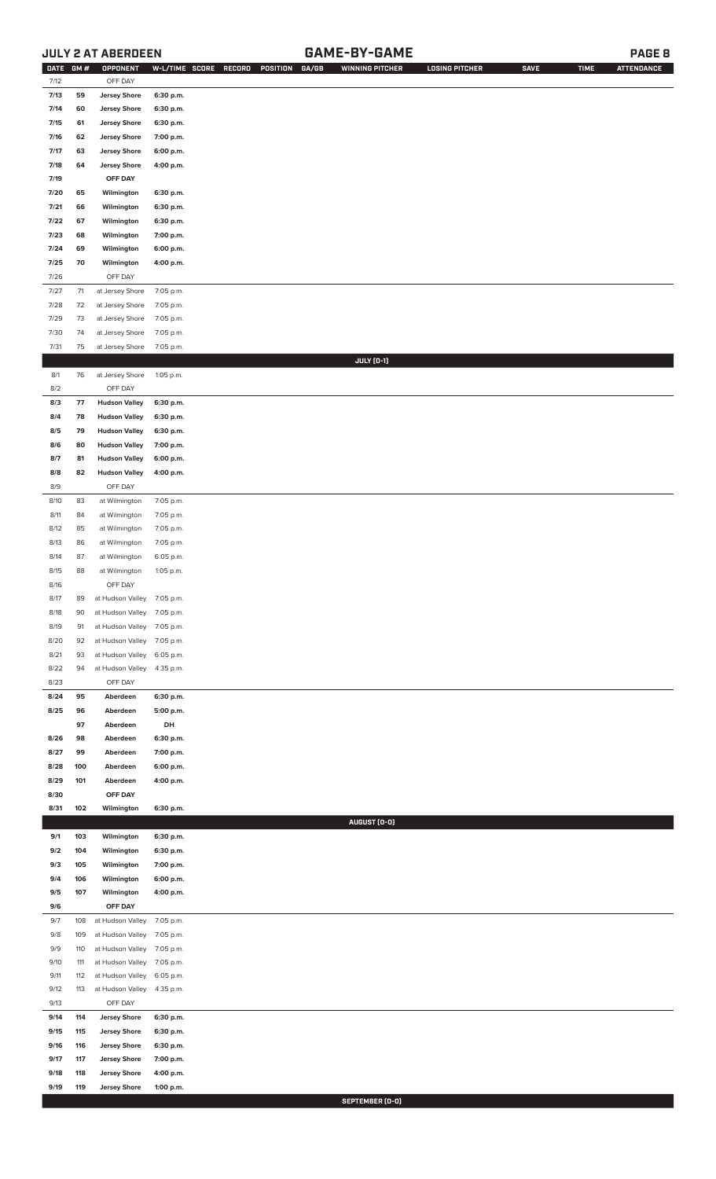## JULY 2 AT ABERDEEN — GAME-BY-GAME

| DATE | GM # | OPPONENT | W-L/TIME | SCORE | RECORD | POSITION | GA/GB | WINNING PITCHER | LOSING PITCHER | SAVE | TIME | ATTENDANCE |
|---|---|---|---|---|---|---|---|---|---|---|---|---|
| 7/12 | | OFF DAY | | | | | | | | | | |
| 7/13 | 59 | Jersey Shore | 6:30 p.m. | | | | | | | | | |
| 7/14 | 60 | Jersey Shore | 6:30 p.m. | | | | | | | | | |
| 7/15 | 61 | Jersey Shore | 6:30 p.m. | | | | | | | | | |
| 7/16 | 62 | Jersey Shore | 7:00 p.m. | | | | | | | | | |
| 7/17 | 63 | Jersey Shore | 6:00 p.m. | | | | | | | | | |
| 7/18 | 64 | Jersey Shore | 4:00 p.m. | | | | | | | | | |
| 7/19 | | OFF DAY | | | | | | | | | | |
| 7/20 | 65 | Wilmington | 6:30 p.m. | | | | | | | | | |
| 7/21 | 66 | Wilmington | 6:30 p.m. | | | | | | | | | |
| 7/22 | 67 | Wilmington | 6:30 p.m. | | | | | | | | | |
| 7/23 | 68 | Wilmington | 7:00 p.m. | | | | | | | | | |
| 7/24 | 69 | Wilmington | 6:00 p.m. | | | | | | | | | |
| 7/25 | 70 | Wilmington | 4:00 p.m. | | | | | | | | | |
| 7/26 | | OFF DAY | | | | | | | | | | |
| 7/27 | 71 | at Jersey Shore | 7:05 p.m. | | | | | | | | | |
| 7/28 | 72 | at Jersey Shore | 7:05 p.m. | | | | | | | | | |
| 7/29 | 73 | at Jersey Shore | 7:05 p.m. | | | | | | | | | |
| 7/30 | 74 | at Jersey Shore | 7:05 p.m. | | | | | | | | | |
| 7/31 | 75 | at Jersey Shore | 7:05 p.m. | | | | | | | | | |
| | | | | | | | | JULY (0-1) | | | | |
| 8/1 | 76 | at Jersey Shore | 1:05 p.m. | | | | | | | | | |
| 8/2 | | OFF DAY | | | | | | | | | | |
| 8/3 | 77 | Hudson Valley | 6:30 p.m. | | | | | | | | | |
| 8/4 | 78 | Hudson Valley | 6:30 p.m. | | | | | | | | | |
| 8/5 | 79 | Hudson Valley | 6:30 p.m. | | | | | | | | | |
| 8/6 | 80 | Hudson Valley | 7:00 p.m. | | | | | | | | | |
| 8/7 | 81 | Hudson Valley | 6:00 p.m. | | | | | | | | | |
| 8/8 | 82 | Hudson Valley | 4:00 p.m. | | | | | | | | | |
| 8/9 | | OFF DAY | | | | | | | | | | |
| 8/10 | 83 | at Wilmington | 7:05 p.m. | | | | | | | | | |
| 8/11 | 84 | at Wilmington | 7:05 p.m. | | | | | | | | | |
| 8/12 | 85 | at Wilmington | 7:05 p.m. | | | | | | | | | |
| 8/13 | 86 | at Wilmington | 7:05 p.m. | | | | | | | | | |
| 8/14 | 87 | at Wilmington | 6:05 p.m. | | | | | | | | | |
| 8/15 | 88 | at Wilmington | 1:05 p.m. | | | | | | | | | |
| 8/16 | | OFF DAY | | | | | | | | | | |
| 8/17 | 89 | at Hudson Valley | 7:05 p.m. | | | | | | | | | |
| 8/18 | 90 | at Hudson Valley | 7:05 p.m. | | | | | | | | | |
| 8/19 | 91 | at Hudson Valley | 7:05 p.m. | | | | | | | | | |
| 8/20 | 92 | at Hudson Valley | 7:05 p.m. | | | | | | | | | |
| 8/21 | 93 | at Hudson Valley | 6:05 p.m. | | | | | | | | | |
| 8/22 | 94 | at Hudson Valley | 4:35 p.m. | | | | | | | | | |
| 8/23 | | OFF DAY | | | | | | | | | | |
| 8/24 | 95 | Aberdeen | 6:30 p.m. | | | | | | | | | |
| 8/25 | 96 | Aberdeen | 5:00 p.m. | | | | | | | | | |
| | 97 | Aberdeen | DH | | | | | | | | | |
| 8/26 | 98 | Aberdeen | 6:30 p.m. | | | | | | | | | |
| 8/27 | 99 | Aberdeen | 7:00 p.m. | | | | | | | | | |
| 8/28 | 100 | Aberdeen | 6:00 p.m. | | | | | | | | | |
| 8/29 | 101 | Aberdeen | 4:00 p.m. | | | | | | | | | |
| 8/30 | | OFF DAY | | | | | | | | | | |
| 8/31 | 102 | Wilmington | 6:30 p.m. | | | | | | | | | |
| | | | | | | | | AUGUST (0-0) | | | | |
| 9/1 | 103 | Wilmington | 6:30 p.m. | | | | | | | | | |
| 9/2 | 104 | Wilmington | 6:30 p.m. | | | | | | | | | |
| 9/3 | 105 | Wilmington | 7:00 p.m. | | | | | | | | | |
| 9/4 | 106 | Wilmington | 6:00 p.m. | | | | | | | | | |
| 9/5 | 107 | Wilmington | 4:00 p.m. | | | | | | | | | |
| 9/6 | | OFF DAY | | | | | | | | | | |
| 9/7 | 108 | at Hudson Valley | 7:05 p.m. | | | | | | | | | |
| 9/8 | 109 | at Hudson Valley | 7:05 p.m. | | | | | | | | | |
| 9/9 | 110 | at Hudson Valley | 7:05 p.m. | | | | | | | | | |
| 9/10 | 111 | at Hudson Valley | 7:05 p.m. | | | | | | | | | |
| 9/11 | 112 | at Hudson Valley | 6:05 p.m. | | | | | | | | | |
| 9/12 | 113 | at Hudson Valley | 4:35 p.m. | | | | | | | | | |
| 9/13 | | OFF DAY | | | | | | | | | | |
| 9/14 | 114 | Jersey Shore | 6:30 p.m. | | | | | | | | | |
| 9/15 | 115 | Jersey Shore | 6:30 p.m. | | | | | | | | | |
| 9/16 | 116 | Jersey Shore | 6:30 p.m. | | | | | | | | | |
| 9/17 | 117 | Jersey Shore | 7:00 p.m. | | | | | | | | | |
| 9/18 | 118 | Jersey Shore | 4:00 p.m. | | | | | | | | | |
| 9/19 | 119 | Jersey Shore | 1:00 p.m. | | | | | | | | | |
| | | | | | | | | SEPTEMBER (0-0) | | | | |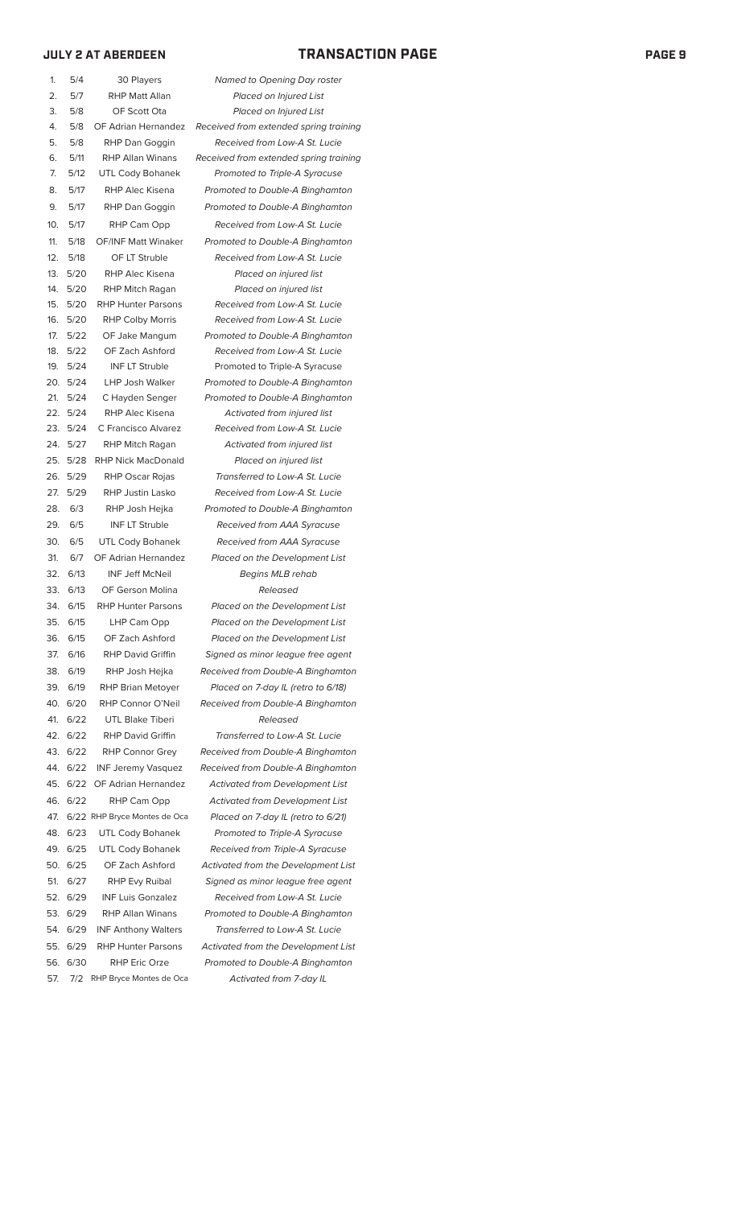# TRANSACTION PAGE

| | | | |
|---|---|---|---|
| 1. | 5/4 | 30 Players | *Named to Opening Day roster* |
| 2. | 5/7 | RHP Matt Allan | *Placed on Injured List* |
| 3. | 5/8 | OF Scott Ota | *Placed on Injured List* |
| 4. | 5/8 | OF Adrian Hernandez | *Received from extended spring training* |
| 5. | 5/8 | RHP Dan Goggin | *Received from Low-A St. Lucie* |
| 6. | 5/11 | RHP Allan Winans | *Received from extended spring training* |
| 7. | 5/12 | UTL Cody Bohanek | *Promoted to Triple-A Syracuse* |
| 8. | 5/17 | RHP Alec Kisena | *Promoted to Double-A Binghamton* |
| 9. | 5/17 | RHP Dan Goggin | *Promoted to Double-A Binghamton* |
| 10. | 5/17 | RHP Cam Opp | *Received from Low-A St. Lucie* |
| 11. | 5/18 | OF/INF Matt Winaker | *Promoted to Double-A Binghamton* |
| 12. | 5/18 | OF LT Struble | *Received from Low-A St. Lucie* |
| 13. | 5/20 | RHP Alec Kisena | *Placed on injured list* |
| 14. | 5/20 | RHP Mitch Ragan | *Placed on injured list* |
| 15. | 5/20 | RHP Hunter Parsons | *Received from Low-A St. Lucie* |
| 16. | 5/20 | RHP Colby Morris | *Received from Low-A St. Lucie* |
| 17. | 5/22 | OF Jake Mangum | *Promoted to Double-A Binghamton* |
| 18. | 5/22 | OF Zach Ashford | *Received from Low-A St. Lucie* |
| 19. | 5/24 | INF LT Struble | Promoted to Triple-A Syracuse |
| 20. | 5/24 | LHP Josh Walker | *Promoted to Double-A Binghamton* |
| 21. | 5/24 | C Hayden Senger | *Promoted to Double-A Binghamton* |
| 22. | 5/24 | RHP Alec Kisena | *Activated from injured list* |
| 23. | 5/24 | C Francisco Alvarez | *Received from Low-A St. Lucie* |
| 24. | 5/27 | RHP Mitch Ragan | *Activated from injured list* |
| 25. | 5/28 | RHP Nick MacDonald | *Placed on injured list* |
| 26. | 5/29 | RHP Oscar Rojas | *Transferred to Low-A St. Lucie* |
| 27. | 5/29 | RHP Justin Lasko | *Received from Low-A St. Lucie* |
| 28. | 6/3 | RHP Josh Hejka | *Promoted to Double-A Binghamton* |
| 29. | 6/5 | INF LT Struble | *Received from AAA Syracuse* |
| 30. | 6/5 | UTL Cody Bohanek | *Received from AAA Syracuse* |
| 31. | 6/7 | OF Adrian Hernandez | *Placed on the Development List* |
| 32. | 6/13 | INF Jeff McNeil | *Begins MLB rehab* |
| 33. | 6/13 | OF Gerson Molina | *Released* |
| 34. | 6/15 | RHP Hunter Parsons | *Placed on the Development List* |
| 35. | 6/15 | LHP Cam Opp | *Placed on the Development List* |
| 36. | 6/15 | OF Zach Ashford | *Placed on the Development List* |
| 37. | 6/16 | RHP David Griffin | *Signed as minor league free agent* |
| 38. | 6/19 | RHP Josh Hejka | *Received from Double-A Binghamton* |
| 39. | 6/19 | RHP Brian Metoyer | *Placed on 7-day IL (retro to 6/18)* |
| 40. | 6/20 | RHP Connor O'Neil | *Received from Double-A Binghamton* |
| 41. | 6/22 | UTL Blake Tiberi | *Released* |
| 42. | 6/22 | RHP David Griffin | *Transferred to Low-A St. Lucie* |
| 43. | 6/22 | RHP Connor Grey | *Received from Double-A Binghamton* |
| 44. | 6/22 | INF Jeremy Vasquez | *Received from Double-A Binghamton* |
| 45. | 6/22 | OF Adrian Hernandez | *Activated from Development List* |
| 46. | 6/22 | RHP Cam Opp | *Activated from Development List* |
| 47. | 6/22 | RHP Bryce Montes de Oca | *Placed on 7-day IL (retro to 6/21)* |
| 48. | 6/23 | UTL Cody Bohanek | *Promoted to Triple-A Syracuse* |
| 49. | 6/25 | UTL Cody Bohanek | *Received from Triple-A Syracuse* |
| 50. | 6/25 | OF Zach Ashford | *Activated from the Development List* |
| 51. | 6/27 | RHP Evy Ruibal | *Signed as minor league free agent* |
| 52. | 6/29 | INF Luis Gonzalez | *Received from Low-A St. Lucie* |
| 53. | 6/29 | RHP Allan Winans | *Promoted to Double-A Binghamton* |
| 54. | 6/29 | INF Anthony Walters | *Transferred to Low-A St. Lucie* |
| 55. | 6/29 | RHP Hunter Parsons | *Activated from the Development List* |
| 56. | 6/30 | RHP Eric Orze | *Promoted to Double-A Binghamton* |
| 57. | 7/2 | RHP Bryce Montes de Oca | *Activated from 7-day IL* |